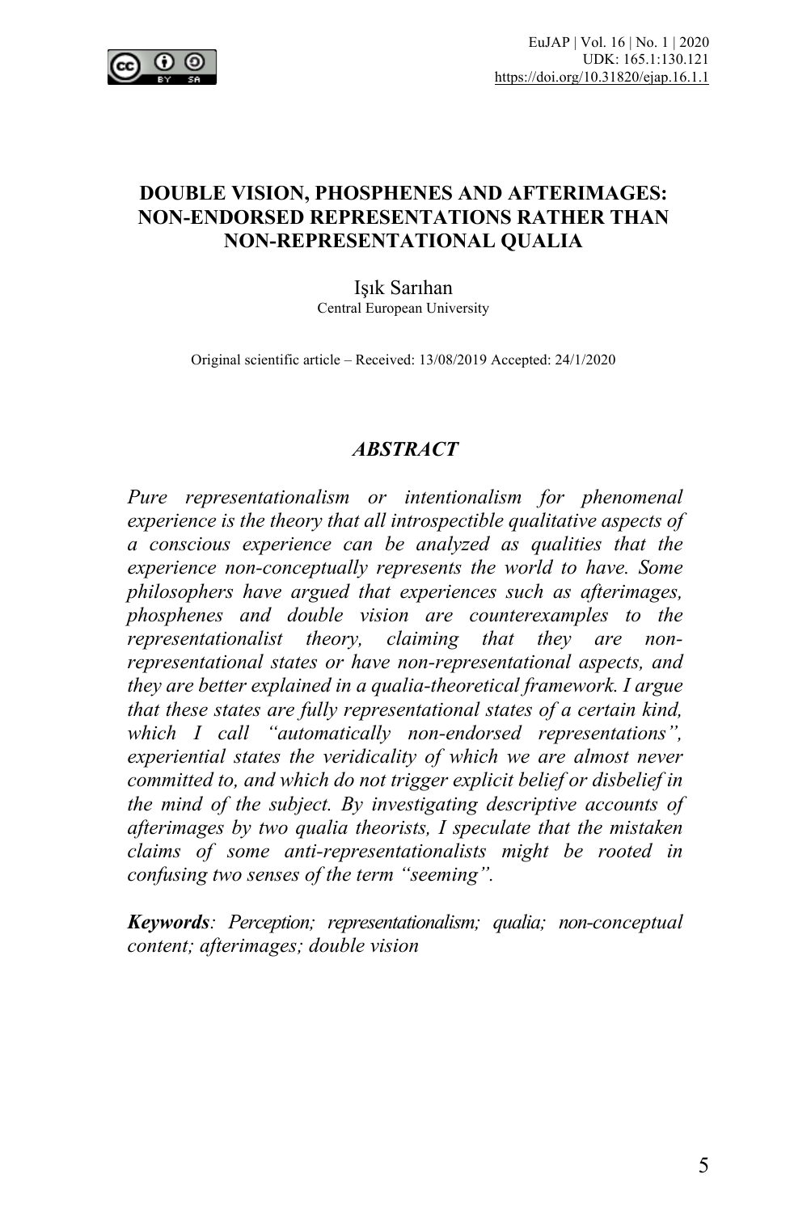# DOUBLE VISION, PHOSPHENES AND AFTERIMAGES: NON-ENDORSED REPRESENTATIONS RATHER THAN NON-REPRESENTATIONAL QUALIA

Işık Sarıhan
Central European University

Original scientific article – Received: 13/08/2019 Accepted: 24/1/2020

## *ABSTRACT*

*Pure representationalism or intentionalism for phenomenal experience is the theory that all introspectible qualitative aspects of a conscious experience can be analyzed as qualities that the experience non-conceptually represents the world to have. Some philosophers have argued that experiences such as afterimages, phosphenes and double vision are counterexamples to the representationalist theory, claiming that they are non-representational states or have non-representational aspects, and they are better explained in a qualia-theoretical framework. I argue that these states are fully representational states of a certain kind, which I call "automatically non-endorsed representations", experiential states the veridicality of which we are almost never committed to, and which do not trigger explicit belief or disbelief in the mind of the subject. By investigating descriptive accounts of afterimages by two qualia theorists, I speculate that the mistaken claims of some anti-representationalists might be rooted in confusing two senses of the term "seeming".*

***Keywords****: Perception; representationalism; qualia; non-conceptual content; afterimages; double vision*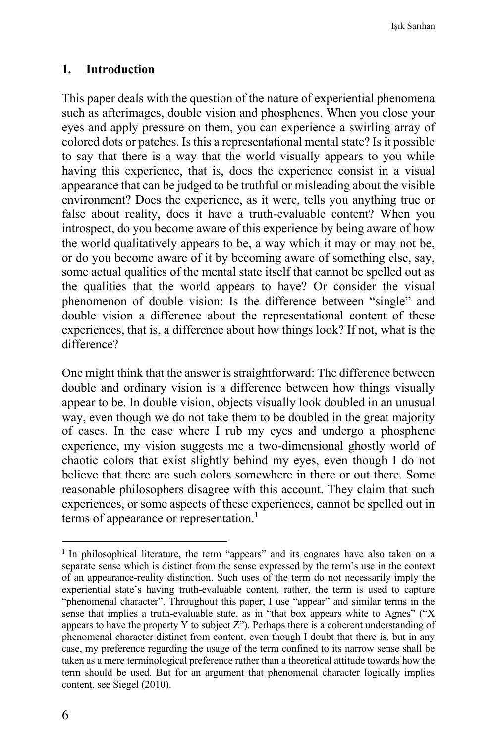## 1. Introduction

This paper deals with the question of the nature of experiential phenomena such as afterimages, double vision and phosphenes. When you close your eyes and apply pressure on them, you can experience a swirling array of colored dots or patches. Is this a representational mental state? Is it possible to say that there is a way that the world visually appears to you while having this experience, that is, does the experience consist in a visual appearance that can be judged to be truthful or misleading about the visible environment? Does the experience, as it were, tells you anything true or false about reality, does it have a truth-evaluable content? When you introspect, do you become aware of this experience by being aware of how the world qualitatively appears to be, a way which it may or may not be, or do you become aware of it by becoming aware of something else, say, some actual qualities of the mental state itself that cannot be spelled out as the qualities that the world appears to have? Or consider the visual phenomenon of double vision: Is the difference between "single" and double vision a difference about the representational content of these experiences, that is, a difference about how things look? If not, what is the difference?

One might think that the answer is straightforward: The difference between double and ordinary vision is a difference between how things visually appear to be. In double vision, objects visually look doubled in an unusual way, even though we do not take them to be doubled in the great majority of cases. In the case where I rub my eyes and undergo a phosphene experience, my vision suggests me a two-dimensional ghostly world of chaotic colors that exist slightly behind my eyes, even though I do not believe that there are such colors somewhere in there or out there. Some reasonable philosophers disagree with this account. They claim that such experiences, or some aspects of these experiences, cannot be spelled out in terms of appearance or representation.[1]

---

[1] In philosophical literature, the term "appears" and its cognates have also taken on a separate sense which is distinct from the sense expressed by the term's use in the context of an appearance-reality distinction. Such uses of the term do not necessarily imply the experiential state's having truth-evaluable content, rather, the term is used to capture "phenomenal character". Throughout this paper, I use "appear" and similar terms in the sense that implies a truth-evaluable state, as in "that box appears white to Agnes" ("X appears to have the property Y to subject Z"). Perhaps there is a coherent understanding of phenomenal character distinct from content, even though I doubt that there is, but in any case, my preference regarding the usage of the term confined to its narrow sense shall be taken as a mere terminological preference rather than a theoretical attitude towards how the term should be used. But for an argument that phenomenal character logically implies content, see Siegel (2010).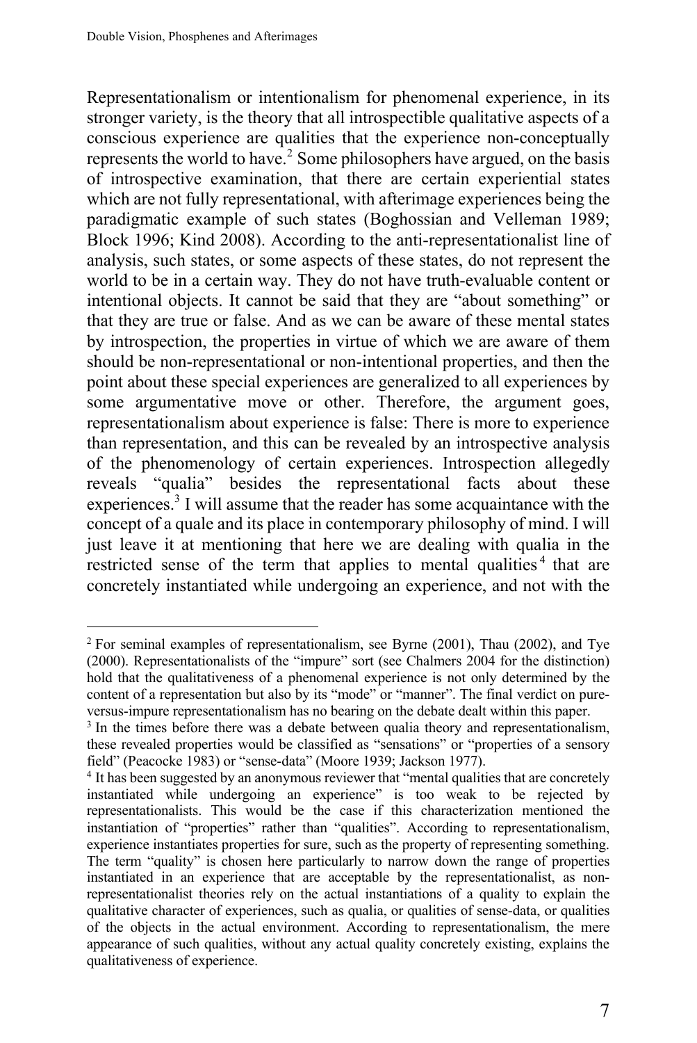Representationalism or intentionalism for phenomenal experience, in its stronger variety, is the theory that all introspectible qualitative aspects of a conscious experience are qualities that the experience non-conceptually represents the world to have.[2] Some philosophers have argued, on the basis of introspective examination, that there are certain experiential states which are not fully representational, with afterimage experiences being the paradigmatic example of such states (Boghossian and Velleman 1989; Block 1996; Kind 2008). According to the anti-representationalist line of analysis, such states, or some aspects of these states, do not represent the world to be in a certain way. They do not have truth-evaluable content or intentional objects. It cannot be said that they are "about something" or that they are true or false. And as we can be aware of these mental states by introspection, the properties in virtue of which we are aware of them should be non-representational or non-intentional properties, and then the point about these special experiences are generalized to all experiences by some argumentative move or other. Therefore, the argument goes, representationalism about experience is false: There is more to experience than representation, and this can be revealed by an introspective analysis of the phenomenology of certain experiences. Introspection allegedly reveals "qualia" besides the representational facts about these experiences.[3] I will assume that the reader has some acquaintance with the concept of a quale and its place in contemporary philosophy of mind. I will just leave it at mentioning that here we are dealing with qualia in the restricted sense of the term that applies to mental qualities[4] that are concretely instantiated while undergoing an experience, and not with the

---

[2] For seminal examples of representationalism, see Byrne (2001), Thau (2002), and Tye (2000). Representationalists of the "impure" sort (see Chalmers 2004 for the distinction) hold that the qualitativeness of a phenomenal experience is not only determined by the content of a representation but also by its "mode" or "manner". The final verdict on pure-versus-impure representationalism has no bearing on the debate dealt within this paper.

[3] In the times before there was a debate between qualia theory and representationalism, these revealed properties would be classified as "sensations" or "properties of a sensory field" (Peacocke 1983) or "sense-data" (Moore 1939; Jackson 1977).

[4] It has been suggested by an anonymous reviewer that "mental qualities that are concretely instantiated while undergoing an experience" is too weak to be rejected by representationalists. This would be the case if this characterization mentioned the instantiation of "properties" rather than "qualities". According to representationalism, experience instantiates properties for sure, such as the property of representing something. The term "quality" is chosen here particularly to narrow down the range of properties instantiated in an experience that are acceptable by the representationalist, as non-representationalist theories rely on the actual instantiations of a quality to explain the qualitative character of experiences, such as qualia, or qualities of sense-data, or qualities of the objects in the actual environment. According to representationalism, the mere appearance of such qualities, without any actual quality concretely existing, explains the qualitativeness of experience.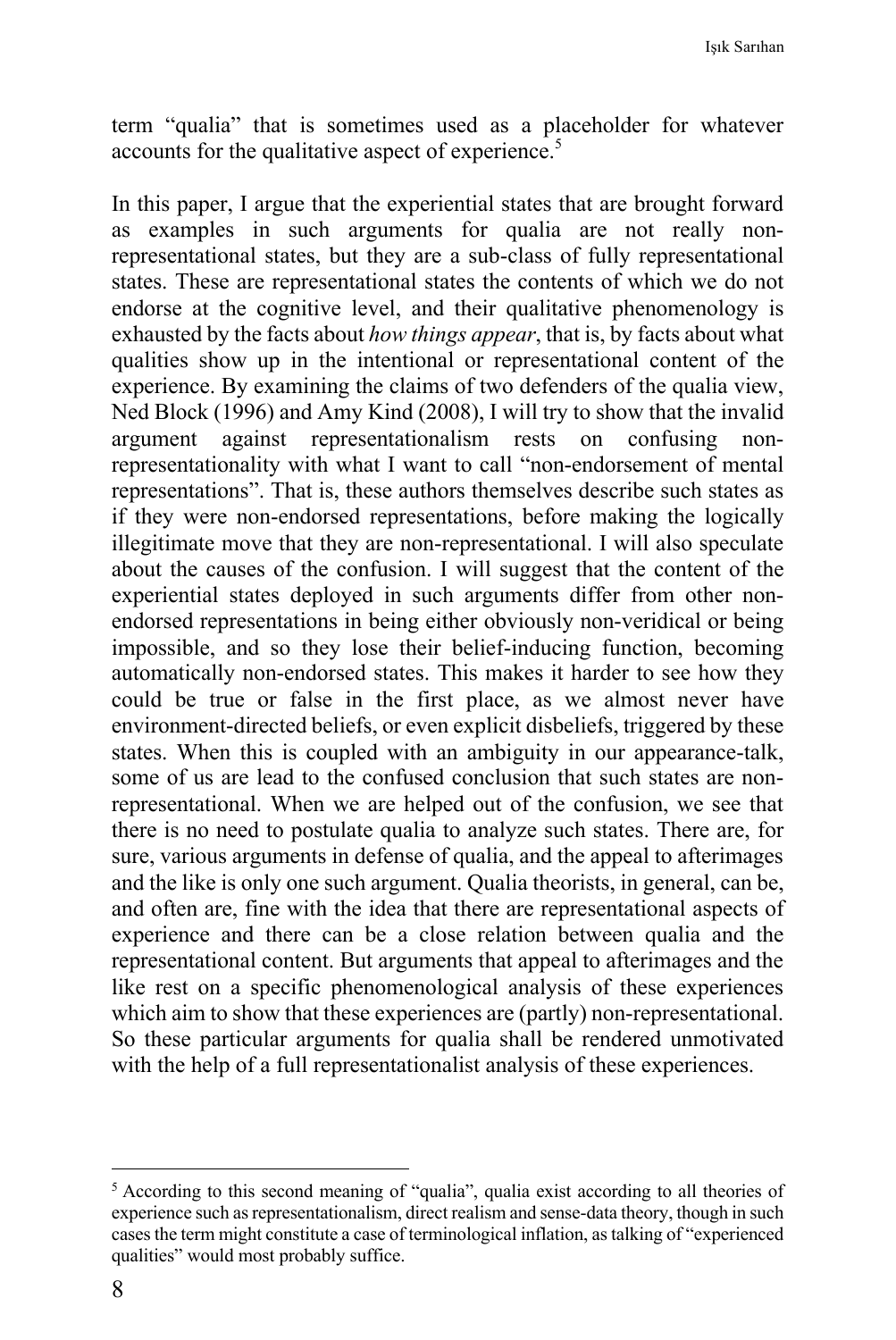term "qualia" that is sometimes used as a placeholder for whatever accounts for the qualitative aspect of experience.[5]

In this paper, I argue that the experiential states that are brought forward as examples in such arguments for qualia are not really non-representational states, but they are a sub-class of fully representational states. These are representational states the contents of which we do not endorse at the cognitive level, and their qualitative phenomenology is exhausted by the facts about *how things appear*, that is, by facts about what qualities show up in the intentional or representational content of the experience. By examining the claims of two defenders of the qualia view, Ned Block (1996) and Amy Kind (2008), I will try to show that the invalid argument against representationalism rests on confusing non-representationality with what I want to call "non-endorsement of mental representations". That is, these authors themselves describe such states as if they were non-endorsed representations, before making the logically illegitimate move that they are non-representational. I will also speculate about the causes of the confusion. I will suggest that the content of the experiential states deployed in such arguments differ from other non-endorsed representations in being either obviously non-veridical or being impossible, and so they lose their belief-inducing function, becoming automatically non-endorsed states. This makes it harder to see how they could be true or false in the first place, as we almost never have environment-directed beliefs, or even explicit disbeliefs, triggered by these states. When this is coupled with an ambiguity in our appearance-talk, some of us are lead to the confused conclusion that such states are non-representational. When we are helped out of the confusion, we see that there is no need to postulate qualia to analyze such states. There are, for sure, various arguments in defense of qualia, and the appeal to afterimages and the like is only one such argument. Qualia theorists, in general, can be, and often are, fine with the idea that there are representational aspects of experience and there can be a close relation between qualia and the representational content. But arguments that appeal to afterimages and the like rest on a specific phenomenological analysis of these experiences which aim to show that these experiences are (partly) non-representational. So these particular arguments for qualia shall be rendered unmotivated with the help of a full representationalist analysis of these experiences.

[5] According to this second meaning of "qualia", qualia exist according to all theories of experience such as representationalism, direct realism and sense-data theory, though in such cases the term might constitute a case of terminological inflation, as talking of "experienced qualities" would most probably suffice.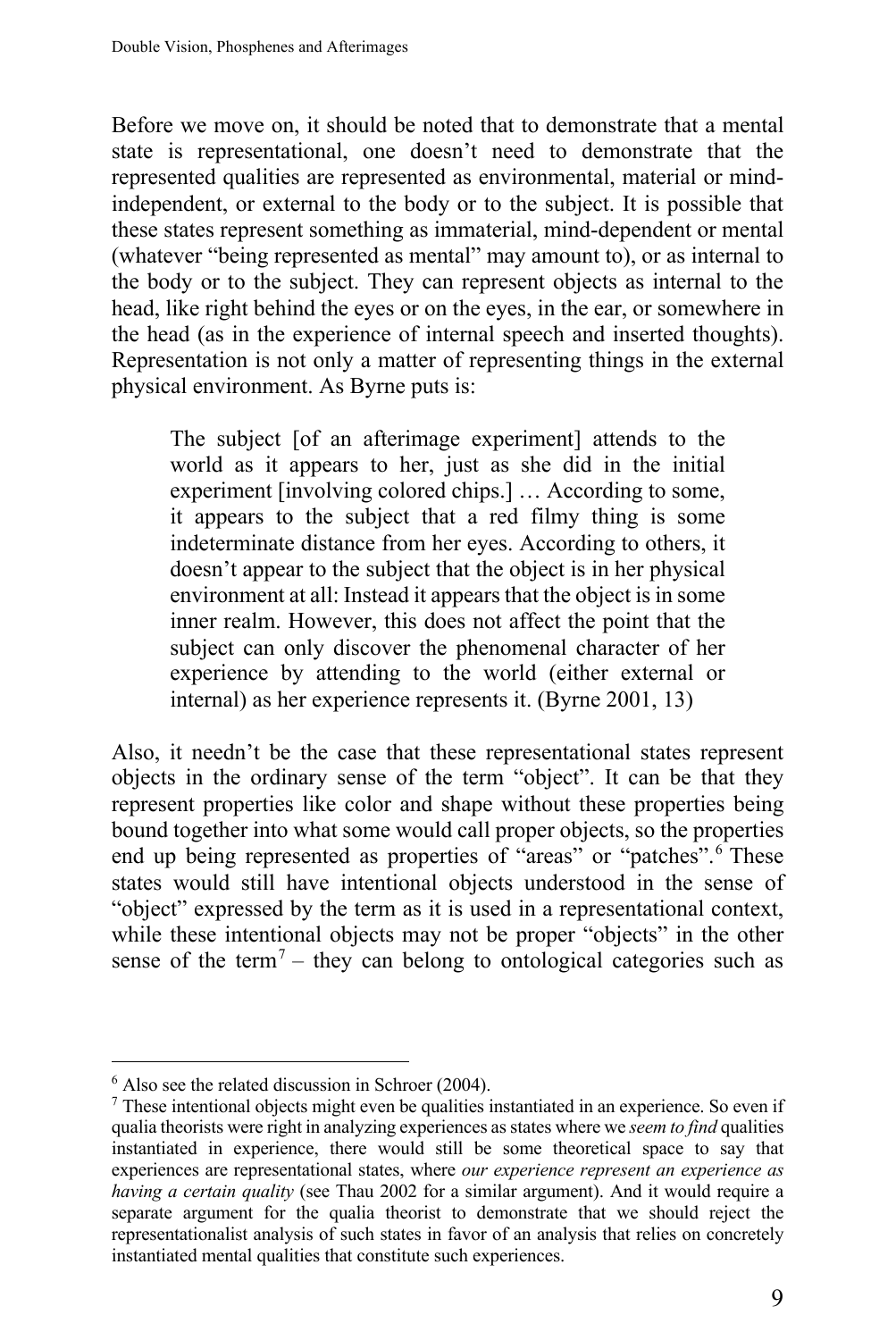Before we move on, it should be noted that to demonstrate that a mental state is representational, one doesn't need to demonstrate that the represented qualities are represented as environmental, material or mind-independent, or external to the body or to the subject. It is possible that these states represent something as immaterial, mind-dependent or mental (whatever "being represented as mental" may amount to), or as internal to the body or to the subject. They can represent objects as internal to the head, like right behind the eyes or on the eyes, in the ear, or somewhere in the head (as in the experience of internal speech and inserted thoughts). Representation is not only a matter of representing things in the external physical environment. As Byrne puts is:

> The subject [of an afterimage experiment] attends to the world as it appears to her, just as she did in the initial experiment [involving colored chips.] … According to some, it appears to the subject that a red filmy thing is some indeterminate distance from her eyes. According to others, it doesn't appear to the subject that the object is in her physical environment at all: Instead it appears that the object is in some inner realm. However, this does not affect the point that the subject can only discover the phenomenal character of her experience by attending to the world (either external or internal) as her experience represents it. (Byrne 2001, 13)

Also, it needn't be the case that these representational states represent objects in the ordinary sense of the term "object". It can be that they represent properties like color and shape without these properties being bound together into what some would call proper objects, so the properties end up being represented as properties of "areas" or "patches".[6] These states would still have intentional objects understood in the sense of "object" expressed by the term as it is used in a representational context, while these intentional objects may not be proper "objects" in the other sense of the term[7] – they can belong to ontological categories such as

[6] Also see the related discussion in Schroer (2004).

[7] These intentional objects might even be qualities instantiated in an experience. So even if qualia theorists were right in analyzing experiences as states where we *seem to find* qualities instantiated in experience, there would still be some theoretical space to say that experiences are representational states, where *our experience represent an experience as having a certain quality* (see Thau 2002 for a similar argument). And it would require a separate argument for the qualia theorist to demonstrate that we should reject the representationalist analysis of such states in favor of an analysis that relies on concretely instantiated mental qualities that constitute such experiences.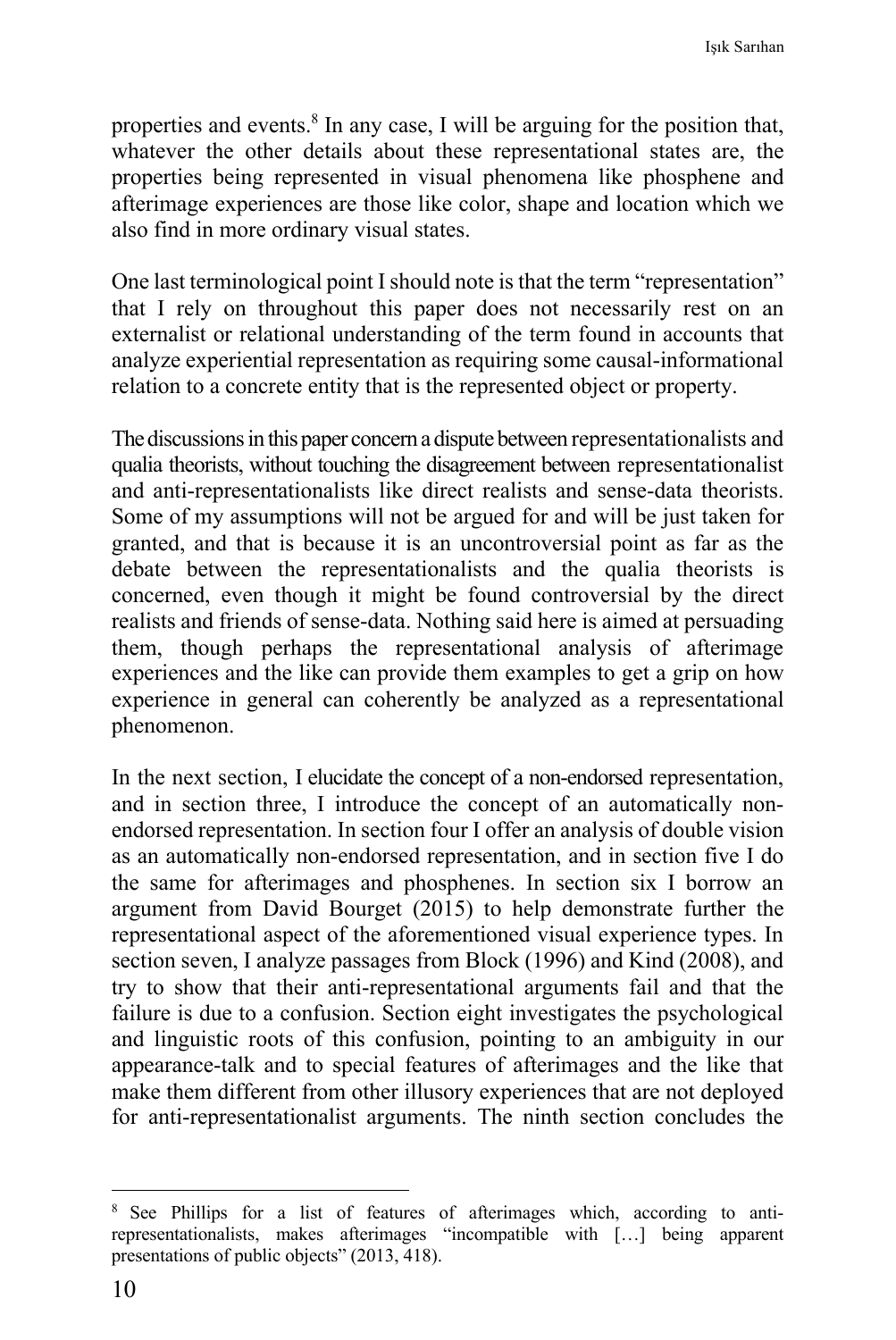properties and events.[8] In any case, I will be arguing for the position that, whatever the other details about these representational states are, the properties being represented in visual phenomena like phosphene and afterimage experiences are those like color, shape and location which we also find in more ordinary visual states.

One last terminological point I should note is that the term "representation" that I rely on throughout this paper does not necessarily rest on an externalist or relational understanding of the term found in accounts that analyze experiential representation as requiring some causal-informational relation to a concrete entity that is the represented object or property.

The discussions in this paper concern a dispute between representationalists and qualia theorists, without touching the disagreement between representationalist and anti-representationalists like direct realists and sense-data theorists. Some of my assumptions will not be argued for and will be just taken for granted, and that is because it is an uncontroversial point as far as the debate between the representationalists and the qualia theorists is concerned, even though it might be found controversial by the direct realists and friends of sense-data. Nothing said here is aimed at persuading them, though perhaps the representational analysis of afterimage experiences and the like can provide them examples to get a grip on how experience in general can coherently be analyzed as a representational phenomenon.

In the next section, I elucidate the concept of a non-endorsed representation, and in section three, I introduce the concept of an automatically non-endorsed representation. In section four I offer an analysis of double vision as an automatically non-endorsed representation, and in section five I do the same for afterimages and phosphenes. In section six I borrow an argument from David Bourget (2015) to help demonstrate further the representational aspect of the aforementioned visual experience types. In section seven, I analyze passages from Block (1996) and Kind (2008), and try to show that their anti-representational arguments fail and that the failure is due to a confusion. Section eight investigates the psychological and linguistic roots of this confusion, pointing to an ambiguity in our appearance-talk and to special features of afterimages and the like that make them different from other illusory experiences that are not deployed for anti-representationalist arguments. The ninth section concludes the

---

[8] See Phillips for a list of features of afterimages which, according to anti-representationalists, makes afterimages "incompatible with […] being apparent presentations of public objects" (2013, 418).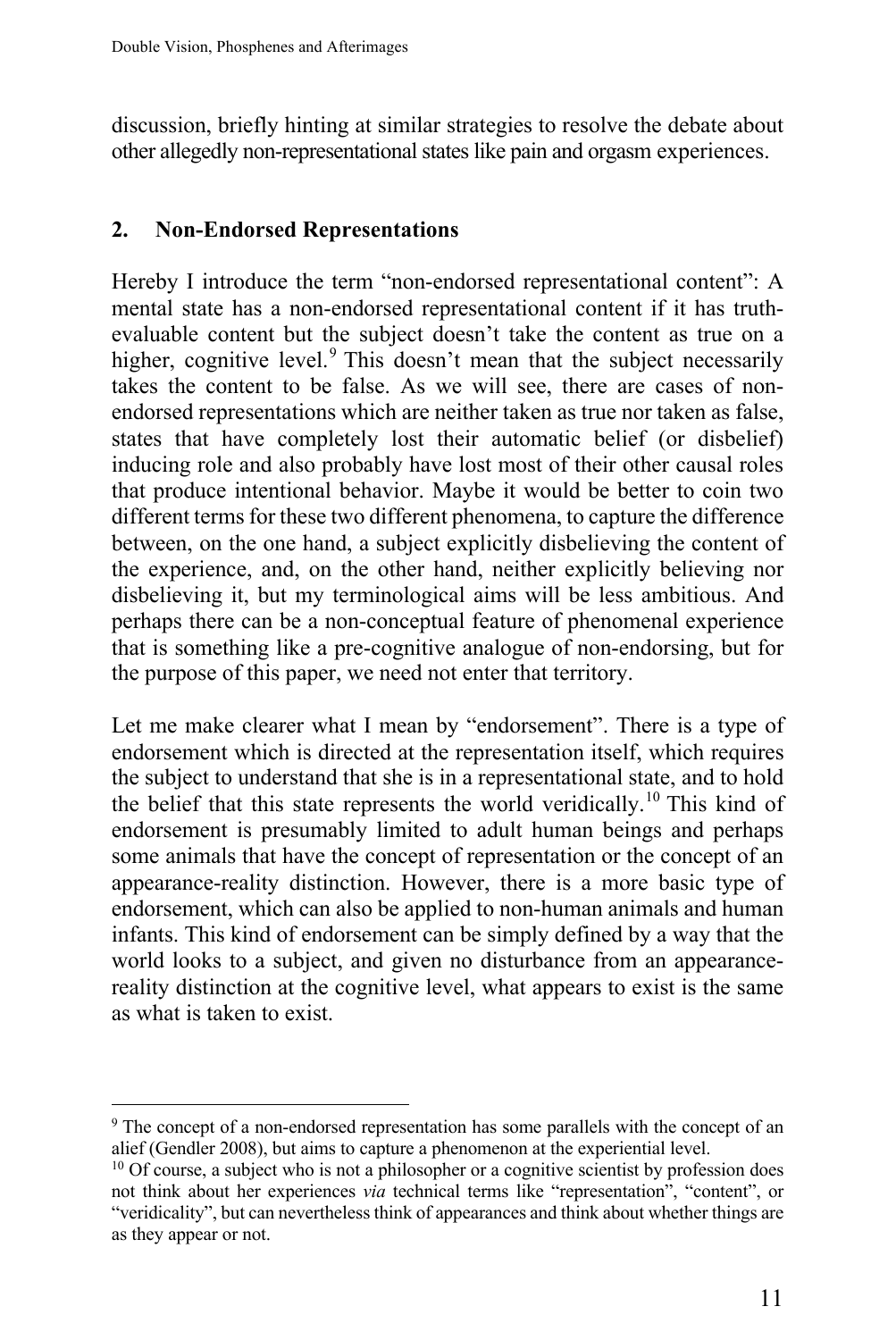discussion, briefly hinting at similar strategies to resolve the debate about other allegedly non-representational states like pain and orgasm experiences.

## 2. Non-Endorsed Representations

Hereby I introduce the term "non-endorsed representational content": A mental state has a non-endorsed representational content if it has truth-evaluable content but the subject doesn't take the content as true on a higher, cognitive level.[9] This doesn't mean that the subject necessarily takes the content to be false. As we will see, there are cases of non-endorsed representations which are neither taken as true nor taken as false, states that have completely lost their automatic belief (or disbelief) inducing role and also probably have lost most of their other causal roles that produce intentional behavior. Maybe it would be better to coin two different terms for these two different phenomena, to capture the difference between, on the one hand, a subject explicitly disbelieving the content of the experience, and, on the other hand, neither explicitly believing nor disbelieving it, but my terminological aims will be less ambitious. And perhaps there can be a non-conceptual feature of phenomenal experience that is something like a pre-cognitive analogue of non-endorsing, but for the purpose of this paper, we need not enter that territory.

Let me make clearer what I mean by "endorsement". There is a type of endorsement which is directed at the representation itself, which requires the subject to understand that she is in a representational state, and to hold the belief that this state represents the world veridically.[10] This kind of endorsement is presumably limited to adult human beings and perhaps some animals that have the concept of representation or the concept of an appearance-reality distinction. However, there is a more basic type of endorsement, which can also be applied to non-human animals and human infants. This kind of endorsement can be simply defined by a way that the world looks to a subject, and given no disturbance from an appearance-reality distinction at the cognitive level, what appears to exist is the same as what is taken to exist.

---

[9] The concept of a non-endorsed representation has some parallels with the concept of an alief (Gendler 2008), but aims to capture a phenomenon at the experiential level.

[10] Of course, a subject who is not a philosopher or a cognitive scientist by profession does not think about her experiences *via* technical terms like "representation", "content", or "veridicality", but can nevertheless think of appearances and think about whether things are as they appear or not.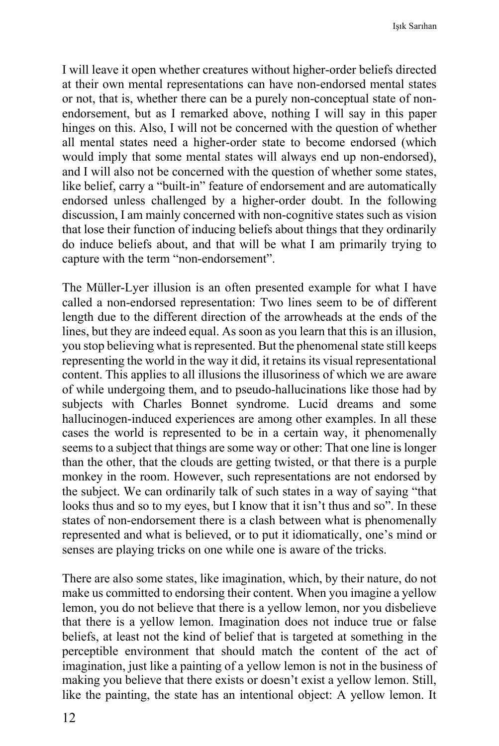I will leave it open whether creatures without higher-order beliefs directed at their own mental representations can have non-endorsed mental states or not, that is, whether there can be a purely non-conceptual state of non-endorsement, but as I remarked above, nothing I will say in this paper hinges on this. Also, I will not be concerned with the question of whether all mental states need a higher-order state to become endorsed (which would imply that some mental states will always end up non-endorsed), and I will also not be concerned with the question of whether some states, like belief, carry a "built-in" feature of endorsement and are automatically endorsed unless challenged by a higher-order doubt. In the following discussion, I am mainly concerned with non-cognitive states such as vision that lose their function of inducing beliefs about things that they ordinarily do induce beliefs about, and that will be what I am primarily trying to capture with the term "non-endorsement".

The Müller-Lyer illusion is an often presented example for what I have called a non-endorsed representation: Two lines seem to be of different length due to the different direction of the arrowheads at the ends of the lines, but they are indeed equal. As soon as you learn that this is an illusion, you stop believing what is represented. But the phenomenal state still keeps representing the world in the way it did, it retains its visual representational content. This applies to all illusions the illusoriness of which we are aware of while undergoing them, and to pseudo-hallucinations like those had by subjects with Charles Bonnet syndrome. Lucid dreams and some hallucinogen-induced experiences are among other examples. In all these cases the world is represented to be in a certain way, it phenomenally seems to a subject that things are some way or other: That one line is longer than the other, that the clouds are getting twisted, or that there is a purple monkey in the room. However, such representations are not endorsed by the subject. We can ordinarily talk of such states in a way of saying "that looks thus and so to my eyes, but I know that it isn't thus and so". In these states of non-endorsement there is a clash between what is phenomenally represented and what is believed, or to put it idiomatically, one's mind or senses are playing tricks on one while one is aware of the tricks.

There are also some states, like imagination, which, by their nature, do not make us committed to endorsing their content. When you imagine a yellow lemon, you do not believe that there is a yellow lemon, nor you disbelieve that there is a yellow lemon. Imagination does not induce true or false beliefs, at least not the kind of belief that is targeted at something in the perceptible environment that should match the content of the act of imagination, just like a painting of a yellow lemon is not in the business of making you believe that there exists or doesn't exist a yellow lemon. Still, like the painting, the state has an intentional object: A yellow lemon. It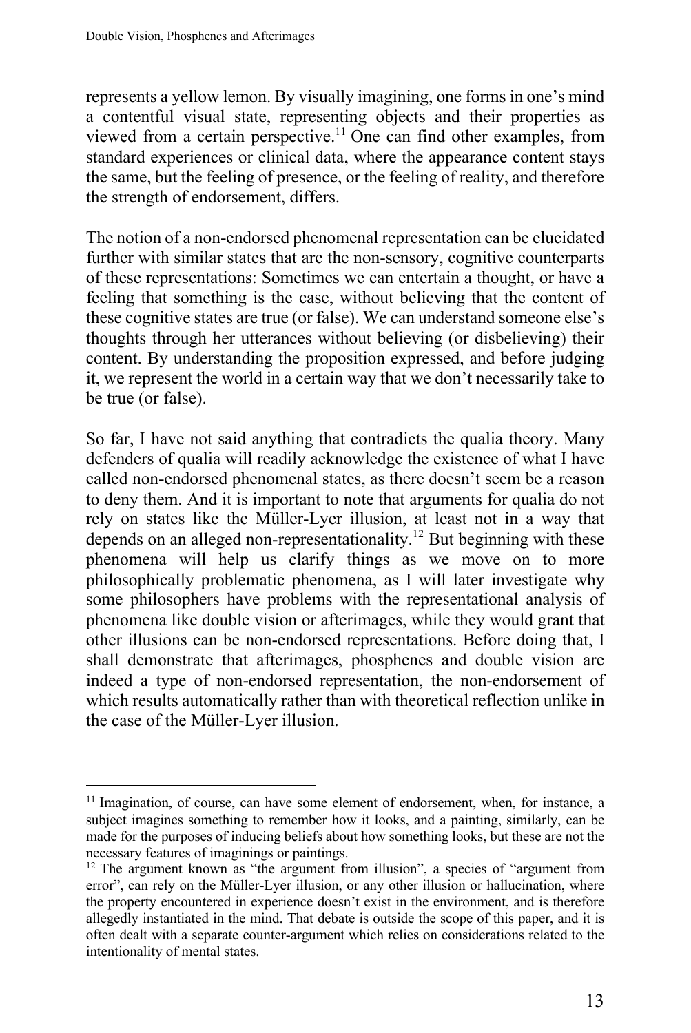represents a yellow lemon. By visually imagining, one forms in one's mind a contentful visual state, representing objects and their properties as viewed from a certain perspective.[11] One can find other examples, from standard experiences or clinical data, where the appearance content stays the same, but the feeling of presence, or the feeling of reality, and therefore the strength of endorsement, differs.

The notion of a non-endorsed phenomenal representation can be elucidated further with similar states that are the non-sensory, cognitive counterparts of these representations: Sometimes we can entertain a thought, or have a feeling that something is the case, without believing that the content of these cognitive states are true (or false). We can understand someone else's thoughts through her utterances without believing (or disbelieving) their content. By understanding the proposition expressed, and before judging it, we represent the world in a certain way that we don't necessarily take to be true (or false).

So far, I have not said anything that contradicts the qualia theory. Many defenders of qualia will readily acknowledge the existence of what I have called non-endorsed phenomenal states, as there doesn't seem be a reason to deny them. And it is important to note that arguments for qualia do not rely on states like the Müller-Lyer illusion, at least not in a way that depends on an alleged non-representationality.[12] But beginning with these phenomena will help us clarify things as we move on to more philosophically problematic phenomena, as I will later investigate why some philosophers have problems with the representational analysis of phenomena like double vision or afterimages, while they would grant that other illusions can be non-endorsed representations. Before doing that, I shall demonstrate that afterimages, phosphenes and double vision are indeed a type of non-endorsed representation, the non-endorsement of which results automatically rather than with theoretical reflection unlike in the case of the Müller-Lyer illusion.

---

[11] Imagination, of course, can have some element of endorsement, when, for instance, a subject imagines something to remember how it looks, and a painting, similarly, can be made for the purposes of inducing beliefs about how something looks, but these are not the necessary features of imaginings or paintings.

[12] The argument known as "the argument from illusion", a species of "argument from error", can rely on the Müller-Lyer illusion, or any other illusion or hallucination, where the property encountered in experience doesn't exist in the environment, and is therefore allegedly instantiated in the mind. That debate is outside the scope of this paper, and it is often dealt with a separate counter-argument which relies on considerations related to the intentionality of mental states.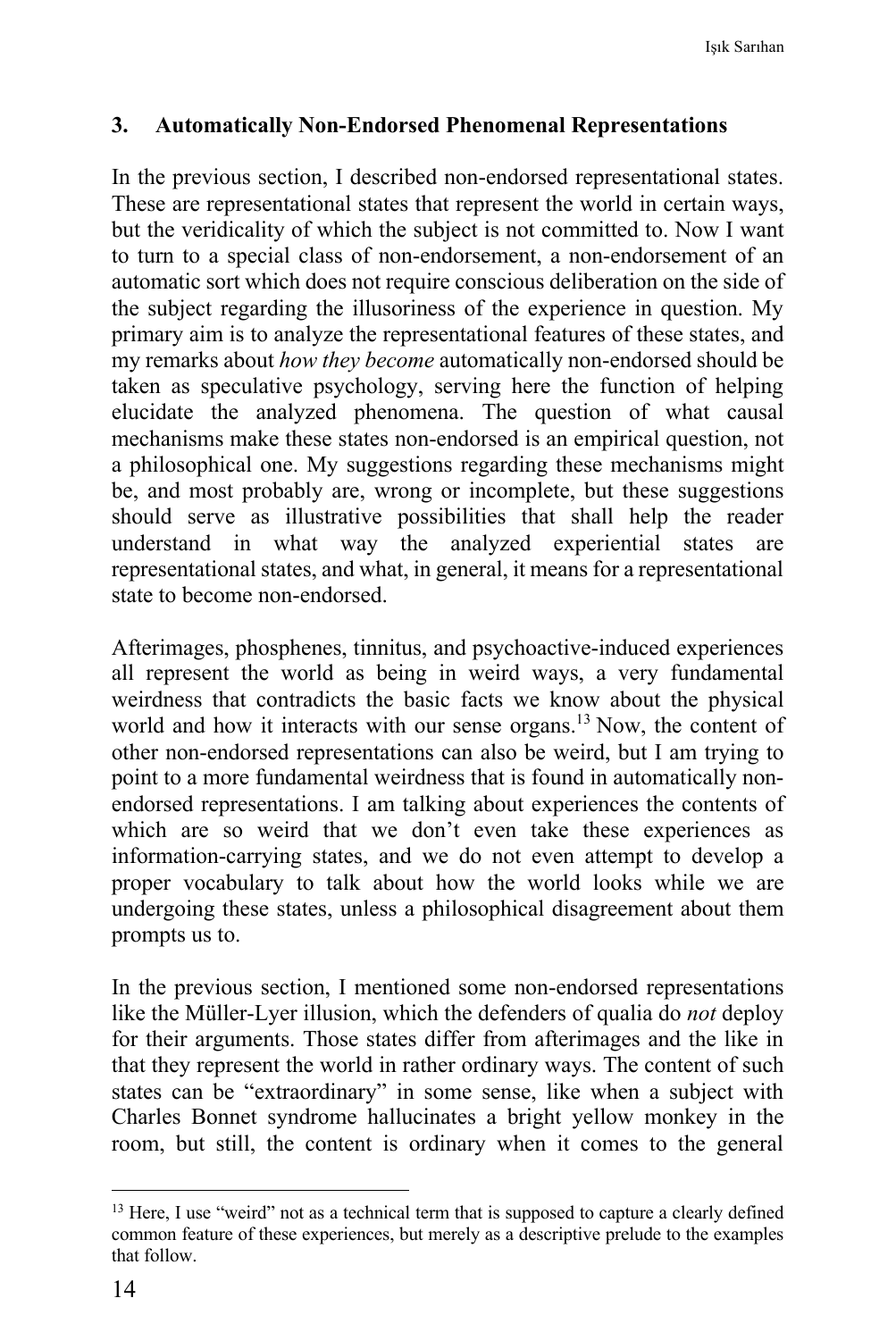## 3. Automatically Non-Endorsed Phenomenal Representations

In the previous section, I described non-endorsed representational states. These are representational states that represent the world in certain ways, but the veridicality of which the subject is not committed to. Now I want to turn to a special class of non-endorsement, a non-endorsement of an automatic sort which does not require conscious deliberation on the side of the subject regarding the illusoriness of the experience in question. My primary aim is to analyze the representational features of these states, and my remarks about *how they become* automatically non-endorsed should be taken as speculative psychology, serving here the function of helping elucidate the analyzed phenomena. The question of what causal mechanisms make these states non-endorsed is an empirical question, not a philosophical one. My suggestions regarding these mechanisms might be, and most probably are, wrong or incomplete, but these suggestions should serve as illustrative possibilities that shall help the reader understand in what way the analyzed experiential states are representational states, and what, in general, it means for a representational state to become non-endorsed.

Afterimages, phosphenes, tinnitus, and psychoactive-induced experiences all represent the world as being in weird ways, a very fundamental weirdness that contradicts the basic facts we know about the physical world and how it interacts with our sense organs.[13] Now, the content of other non-endorsed representations can also be weird, but I am trying to point to a more fundamental weirdness that is found in automatically non-endorsed representations. I am talking about experiences the contents of which are so weird that we don't even take these experiences as information-carrying states, and we do not even attempt to develop a proper vocabulary to talk about how the world looks while we are undergoing these states, unless a philosophical disagreement about them prompts us to.

In the previous section, I mentioned some non-endorsed representations like the Müller-Lyer illusion, which the defenders of qualia do *not* deploy for their arguments. Those states differ from afterimages and the like in that they represent the world in rather ordinary ways. The content of such states can be "extraordinary" in some sense, like when a subject with Charles Bonnet syndrome hallucinates a bright yellow monkey in the room, but still, the content is ordinary when it comes to the general

[13] Here, I use "weird" not as a technical term that is supposed to capture a clearly defined common feature of these experiences, but merely as a descriptive prelude to the examples that follow.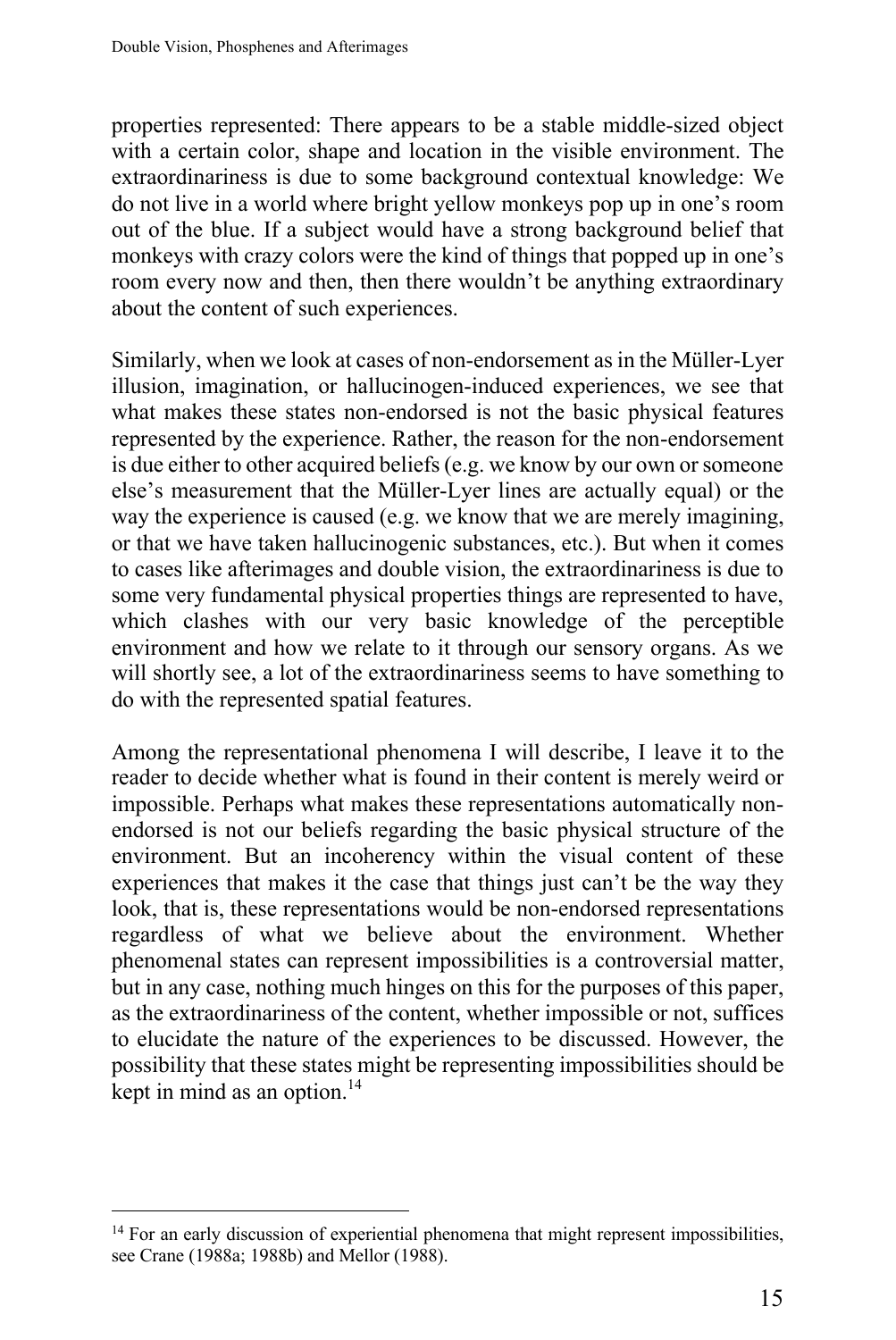properties represented: There appears to be a stable middle-sized object with a certain color, shape and location in the visible environment. The extraordinariness is due to some background contextual knowledge: We do not live in a world where bright yellow monkeys pop up in one's room out of the blue. If a subject would have a strong background belief that monkeys with crazy colors were the kind of things that popped up in one's room every now and then, then there wouldn't be anything extraordinary about the content of such experiences.

Similarly, when we look at cases of non-endorsement as in the Müller-Lyer illusion, imagination, or hallucinogen-induced experiences, we see that what makes these states non-endorsed is not the basic physical features represented by the experience. Rather, the reason for the non-endorsement is due either to other acquired beliefs (e.g. we know by our own or someone else's measurement that the Müller-Lyer lines are actually equal) or the way the experience is caused (e.g. we know that we are merely imagining, or that we have taken hallucinogenic substances, etc.). But when it comes to cases like afterimages and double vision, the extraordinariness is due to some very fundamental physical properties things are represented to have, which clashes with our very basic knowledge of the perceptible environment and how we relate to it through our sensory organs. As we will shortly see, a lot of the extraordinariness seems to have something to do with the represented spatial features.

Among the representational phenomena I will describe, I leave it to the reader to decide whether what is found in their content is merely weird or impossible. Perhaps what makes these representations automatically non-endorsed is not our beliefs regarding the basic physical structure of the environment. But an incoherency within the visual content of these experiences that makes it the case that things just can't be the way they look, that is, these representations would be non-endorsed representations regardless of what we believe about the environment. Whether phenomenal states can represent impossibilities is a controversial matter, but in any case, nothing much hinges on this for the purposes of this paper, as the extraordinariness of the content, whether impossible or not, suffices to elucidate the nature of the experiences to be discussed. However, the possibility that these states might be representing impossibilities should be kept in mind as an option.[14]

[14] For an early discussion of experiential phenomena that might represent impossibilities, see Crane (1988a; 1988b) and Mellor (1988).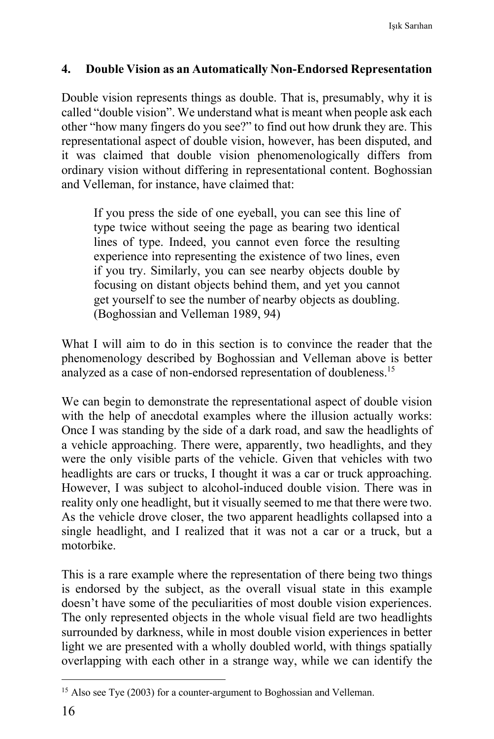## 4. Double Vision as an Automatically Non-Endorsed Representation

Double vision represents things as double. That is, presumably, why it is called "double vision". We understand what is meant when people ask each other "how many fingers do you see?" to find out how drunk they are. This representational aspect of double vision, however, has been disputed, and it was claimed that double vision phenomenologically differs from ordinary vision without differing in representational content. Boghossian and Velleman, for instance, have claimed that:

> If you press the side of one eyeball, you can see this line of type twice without seeing the page as bearing two identical lines of type. Indeed, you cannot even force the resulting experience into representing the existence of two lines, even if you try. Similarly, you can see nearby objects double by focusing on distant objects behind them, and yet you cannot get yourself to see the number of nearby objects as doubling. (Boghossian and Velleman 1989, 94)

What I will aim to do in this section is to convince the reader that the phenomenology described by Boghossian and Velleman above is better analyzed as a case of non-endorsed representation of doubleness.[15]

We can begin to demonstrate the representational aspect of double vision with the help of anecdotal examples where the illusion actually works: Once I was standing by the side of a dark road, and saw the headlights of a vehicle approaching. There were, apparently, two headlights, and they were the only visible parts of the vehicle. Given that vehicles with two headlights are cars or trucks, I thought it was a car or truck approaching. However, I was subject to alcohol-induced double vision. There was in reality only one headlight, but it visually seemed to me that there were two. As the vehicle drove closer, the two apparent headlights collapsed into a single headlight, and I realized that it was not a car or a truck, but a motorbike.

This is a rare example where the representation of there being two things is endorsed by the subject, as the overall visual state in this example doesn't have some of the peculiarities of most double vision experiences. The only represented objects in the whole visual field are two headlights surrounded by darkness, while in most double vision experiences in better light we are presented with a wholly doubled world, with things spatially overlapping with each other in a strange way, while we can identify the

[15] Also see Tye (2003) for a counter-argument to Boghossian and Velleman.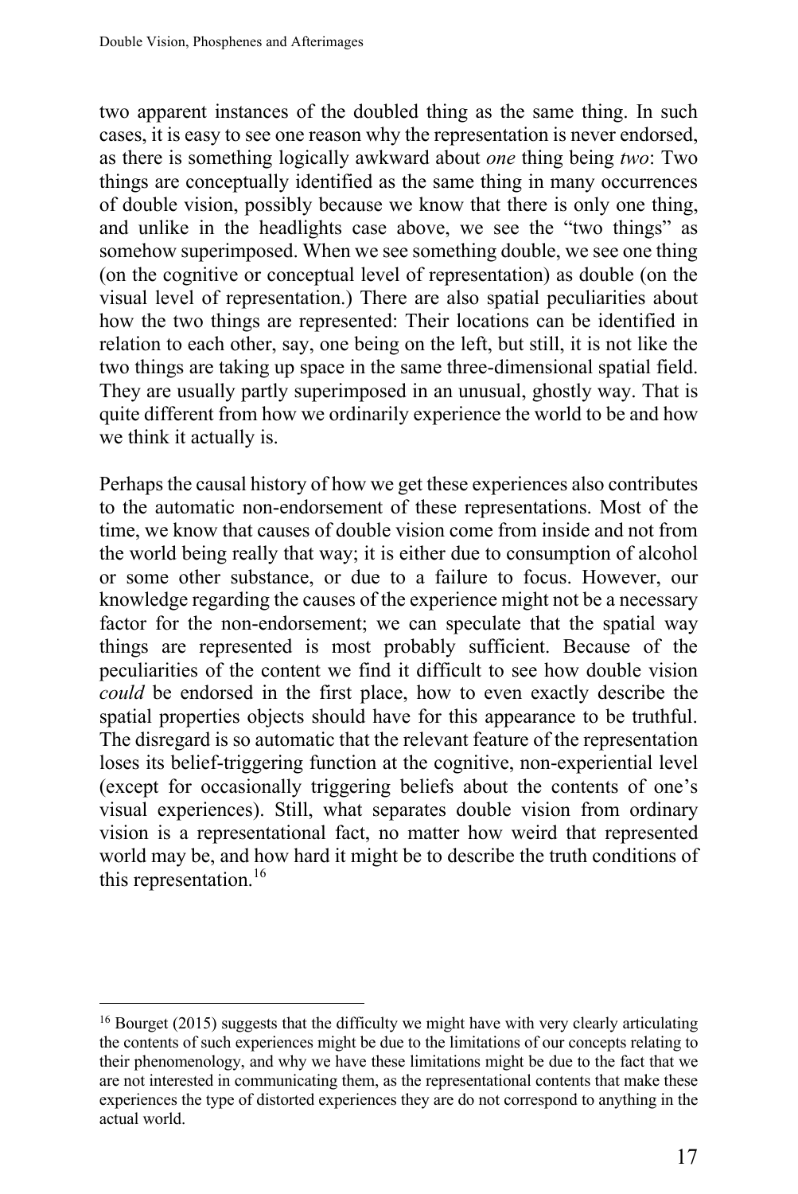two apparent instances of the doubled thing as the same thing. In such cases, it is easy to see one reason why the representation is never endorsed, as there is something logically awkward about *one* thing being *two*: Two things are conceptually identified as the same thing in many occurrences of double vision, possibly because we know that there is only one thing, and unlike in the headlights case above, we see the "two things" as somehow superimposed. When we see something double, we see one thing (on the cognitive or conceptual level of representation) as double (on the visual level of representation.) There are also spatial peculiarities about how the two things are represented: Their locations can be identified in relation to each other, say, one being on the left, but still, it is not like the two things are taking up space in the same three-dimensional spatial field. They are usually partly superimposed in an unusual, ghostly way. That is quite different from how we ordinarily experience the world to be and how we think it actually is.

Perhaps the causal history of how we get these experiences also contributes to the automatic non-endorsement of these representations. Most of the time, we know that causes of double vision come from inside and not from the world being really that way; it is either due to consumption of alcohol or some other substance, or due to a failure to focus. However, our knowledge regarding the causes of the experience might not be a necessary factor for the non-endorsement; we can speculate that the spatial way things are represented is most probably sufficient. Because of the peculiarities of the content we find it difficult to see how double vision *could* be endorsed in the first place, how to even exactly describe the spatial properties objects should have for this appearance to be truthful. The disregard is so automatic that the relevant feature of the representation loses its belief-triggering function at the cognitive, non-experiential level (except for occasionally triggering beliefs about the contents of one's visual experiences). Still, what separates double vision from ordinary vision is a representational fact, no matter how weird that represented world may be, and how hard it might be to describe the truth conditions of this representation.[16]

[16] Bourget (2015) suggests that the difficulty we might have with very clearly articulating the contents of such experiences might be due to the limitations of our concepts relating to their phenomenology, and why we have these limitations might be due to the fact that we are not interested in communicating them, as the representational contents that make these experiences the type of distorted experiences they are do not correspond to anything in the actual world.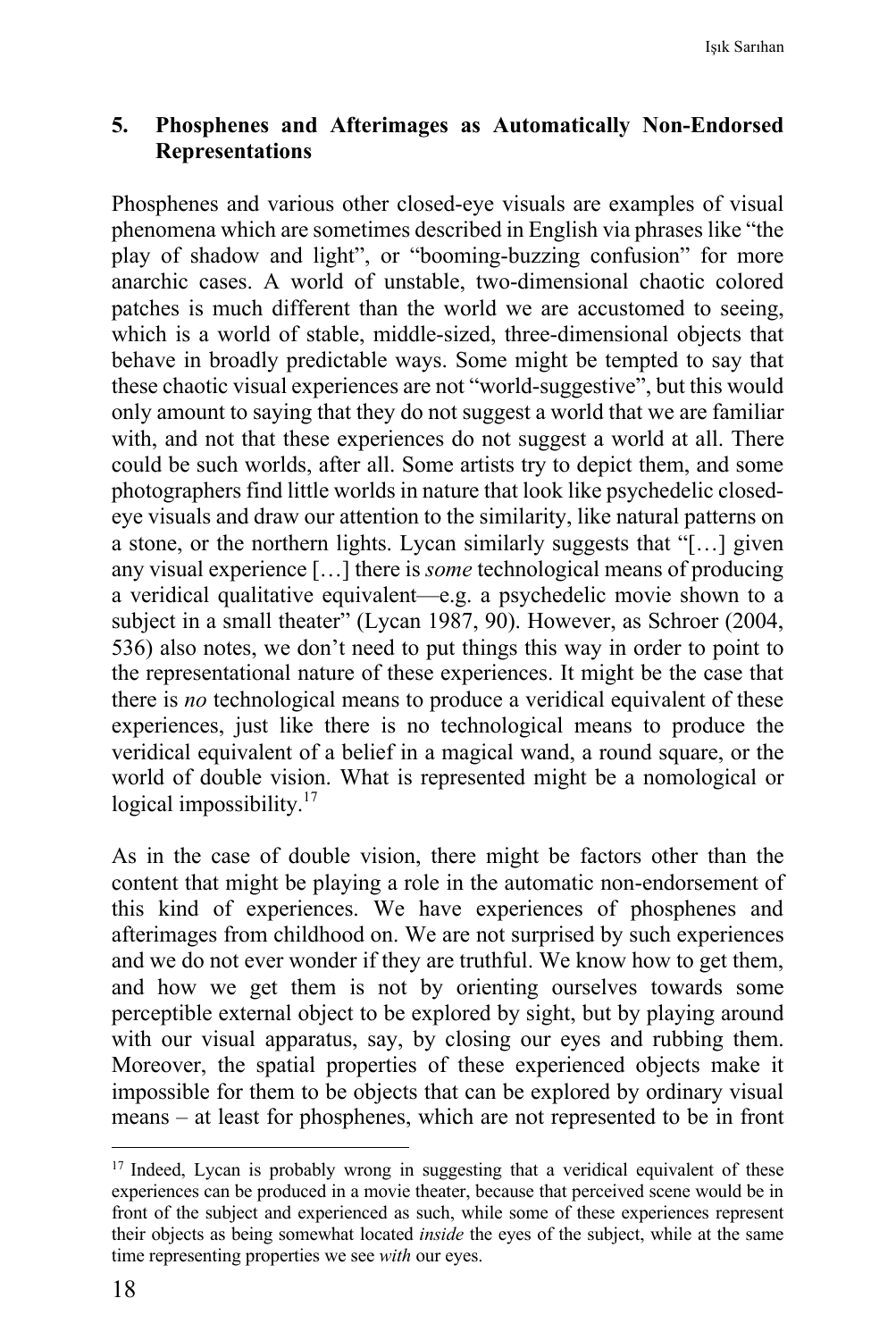## 5. Phosphenes and Afterimages as Automatically Non-Endorsed Representations

Phosphenes and various other closed-eye visuals are examples of visual phenomena which are sometimes described in English via phrases like "the play of shadow and light", or "booming-buzzing confusion" for more anarchic cases. A world of unstable, two-dimensional chaotic colored patches is much different than the world we are accustomed to seeing, which is a world of stable, middle-sized, three-dimensional objects that behave in broadly predictable ways. Some might be tempted to say that these chaotic visual experiences are not "world-suggestive", but this would only amount to saying that they do not suggest a world that we are familiar with, and not that these experiences do not suggest a world at all. There could be such worlds, after all. Some artists try to depict them, and some photographers find little worlds in nature that look like psychedelic closed-eye visuals and draw our attention to the similarity, like natural patterns on a stone, or the northern lights. Lycan similarly suggests that "[…] given any visual experience […] there is *some* technological means of producing a veridical qualitative equivalent—e.g. a psychedelic movie shown to a subject in a small theater" (Lycan 1987, 90). However, as Schroer (2004, 536) also notes, we don't need to put things this way in order to point to the representational nature of these experiences. It might be the case that there is *no* technological means to produce a veridical equivalent of these experiences, just like there is no technological means to produce the veridical equivalent of a belief in a magical wand, a round square, or the world of double vision. What is represented might be a nomological or logical impossibility.[17]

As in the case of double vision, there might be factors other than the content that might be playing a role in the automatic non-endorsement of this kind of experiences. We have experiences of phosphenes and afterimages from childhood on. We are not surprised by such experiences and we do not ever wonder if they are truthful. We know how to get them, and how we get them is not by orienting ourselves towards some perceptible external object to be explored by sight, but by playing around with our visual apparatus, say, by closing our eyes and rubbing them. Moreover, the spatial properties of these experienced objects make it impossible for them to be objects that can be explored by ordinary visual means – at least for phosphenes, which are not represented to be in front

[17] Indeed, Lycan is probably wrong in suggesting that a veridical equivalent of these experiences can be produced in a movie theater, because that perceived scene would be in front of the subject and experienced as such, while some of these experiences represent their objects as being somewhat located *inside* the eyes of the subject, while at the same time representing properties we see *with* our eyes.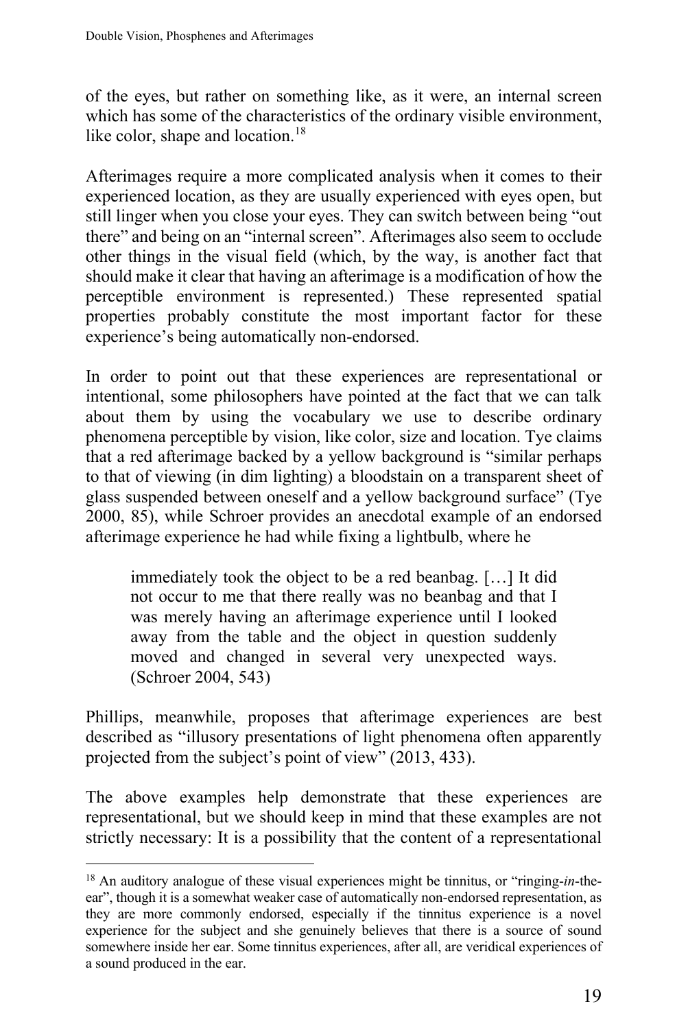of the eyes, but rather on something like, as it were, an internal screen which has some of the characteristics of the ordinary visible environment, like color, shape and location.[18]

Afterimages require a more complicated analysis when it comes to their experienced location, as they are usually experienced with eyes open, but still linger when you close your eyes. They can switch between being "out there" and being on an "internal screen". Afterimages also seem to occlude other things in the visual field (which, by the way, is another fact that should make it clear that having an afterimage is a modification of how the perceptible environment is represented.) These represented spatial properties probably constitute the most important factor for these experience's being automatically non-endorsed.

In order to point out that these experiences are representational or intentional, some philosophers have pointed at the fact that we can talk about them by using the vocabulary we use to describe ordinary phenomena perceptible by vision, like color, size and location. Tye claims that a red afterimage backed by a yellow background is "similar perhaps to that of viewing (in dim lighting) a bloodstain on a transparent sheet of glass suspended between oneself and a yellow background surface" (Tye 2000, 85), while Schroer provides an anecdotal example of an endorsed afterimage experience he had while fixing a lightbulb, where he

> immediately took the object to be a red beanbag. […] It did not occur to me that there really was no beanbag and that I was merely having an afterimage experience until I looked away from the table and the object in question suddenly moved and changed in several very unexpected ways. (Schroer 2004, 543)

Phillips, meanwhile, proposes that afterimage experiences are best described as "illusory presentations of light phenomena often apparently projected from the subject's point of view" (2013, 433).

The above examples help demonstrate that these experiences are representational, but we should keep in mind that these examples are not strictly necessary: It is a possibility that the content of a representational

[18] An auditory analogue of these visual experiences might be tinnitus, or "ringing-*in*-the-ear", though it is a somewhat weaker case of automatically non-endorsed representation, as they are more commonly endorsed, especially if the tinnitus experience is a novel experience for the subject and she genuinely believes that there is a source of sound somewhere inside her ear. Some tinnitus experiences, after all, are veridical experiences of a sound produced in the ear.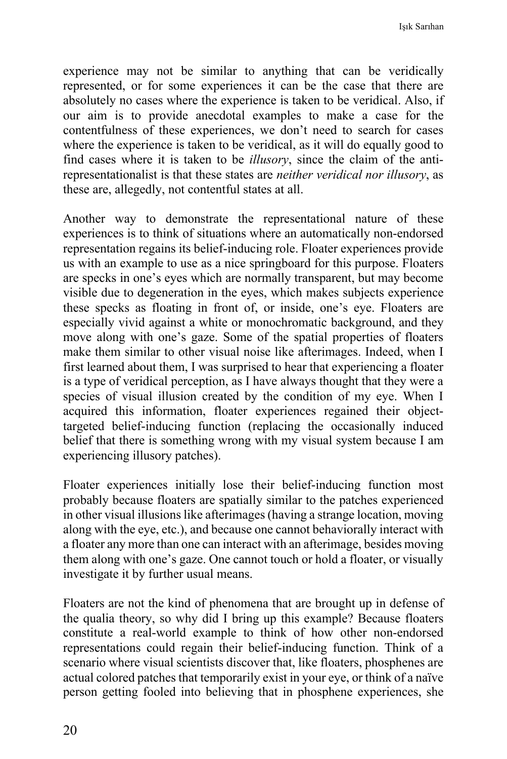experience may not be similar to anything that can be veridically represented, or for some experiences it can be the case that there are absolutely no cases where the experience is taken to be veridical. Also, if our aim is to provide anecdotal examples to make a case for the contentfulness of these experiences, we don't need to search for cases where the experience is taken to be veridical, as it will do equally good to find cases where it is taken to be *illusory*, since the claim of the anti-representationalist is that these states are *neither veridical nor illusory*, as these are, allegedly, not contentful states at all.

Another way to demonstrate the representational nature of these experiences is to think of situations where an automatically non-endorsed representation regains its belief-inducing role. Floater experiences provide us with an example to use as a nice springboard for this purpose. Floaters are specks in one's eyes which are normally transparent, but may become visible due to degeneration in the eyes, which makes subjects experience these specks as floating in front of, or inside, one's eye. Floaters are especially vivid against a white or monochromatic background, and they move along with one's gaze. Some of the spatial properties of floaters make them similar to other visual noise like afterimages. Indeed, when I first learned about them, I was surprised to hear that experiencing a floater is a type of veridical perception, as I have always thought that they were a species of visual illusion created by the condition of my eye. When I acquired this information, floater experiences regained their object-targeted belief-inducing function (replacing the occasionally induced belief that there is something wrong with my visual system because I am experiencing illusory patches).

Floater experiences initially lose their belief-inducing function most probably because floaters are spatially similar to the patches experienced in other visual illusions like afterimages (having a strange location, moving along with the eye, etc.), and because one cannot behaviorally interact with a floater any more than one can interact with an afterimage, besides moving them along with one's gaze. One cannot touch or hold a floater, or visually investigate it by further usual means.

Floaters are not the kind of phenomena that are brought up in defense of the qualia theory, so why did I bring up this example? Because floaters constitute a real-world example to think of how other non-endorsed representations could regain their belief-inducing function. Think of a scenario where visual scientists discover that, like floaters, phosphenes are actual colored patches that temporarily exist in your eye, or think of a naïve person getting fooled into believing that in phosphene experiences, she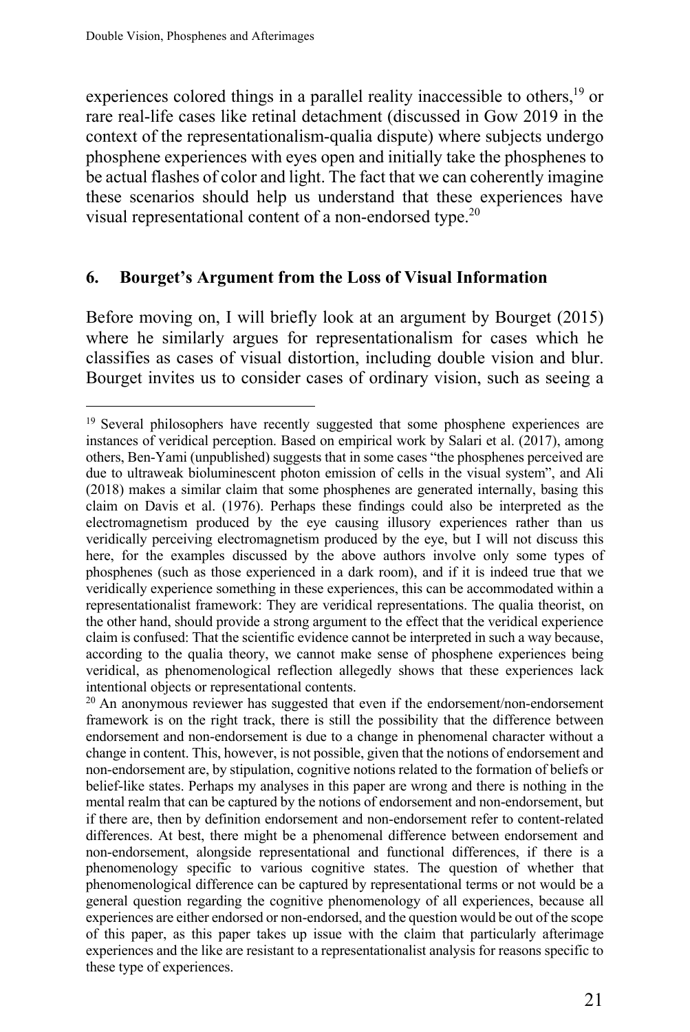experiences colored things in a parallel reality inaccessible to others,[19] or rare real-life cases like retinal detachment (discussed in Gow 2019 in the context of the representationalism-qualia dispute) where subjects undergo phosphene experiences with eyes open and initially take the phosphenes to be actual flashes of color and light. The fact that we can coherently imagine these scenarios should help us understand that these experiences have visual representational content of a non-endorsed type.[20]

## 6. Bourget's Argument from the Loss of Visual Information

Before moving on, I will briefly look at an argument by Bourget (2015) where he similarly argues for representationalism for cases which he classifies as cases of visual distortion, including double vision and blur. Bourget invites us to consider cases of ordinary vision, such as seeing a

---

[19] Several philosophers have recently suggested that some phosphene experiences are instances of veridical perception. Based on empirical work by Salari et al. (2017), among others, Ben-Yami (unpublished) suggests that in some cases "the phosphenes perceived are due to ultraweak bioluminescent photon emission of cells in the visual system", and Ali (2018) makes a similar claim that some phosphenes are generated internally, basing this claim on Davis et al. (1976). Perhaps these findings could also be interpreted as the electromagnetism produced by the eye causing illusory experiences rather than us veridically perceiving electromagnetism produced by the eye, but I will not discuss this here, for the examples discussed by the above authors involve only some types of phosphenes (such as those experienced in a dark room), and if it is indeed true that we veridically experience something in these experiences, this can be accommodated within a representationalist framework: They are veridical representations. The qualia theorist, on the other hand, should provide a strong argument to the effect that the veridical experience claim is confused: That the scientific evidence cannot be interpreted in such a way because, according to the qualia theory, we cannot make sense of phosphene experiences being veridical, as phenomenological reflection allegedly shows that these experiences lack intentional objects or representational contents.

[20] An anonymous reviewer has suggested that even if the endorsement/non-endorsement framework is on the right track, there is still the possibility that the difference between endorsement and non-endorsement is due to a change in phenomenal character without a change in content. This, however, is not possible, given that the notions of endorsement and non-endorsement are, by stipulation, cognitive notions related to the formation of beliefs or belief-like states. Perhaps my analyses in this paper are wrong and there is nothing in the mental realm that can be captured by the notions of endorsement and non-endorsement, but if there are, then by definition endorsement and non-endorsement refer to content-related differences. At best, there might be a phenomenal difference between endorsement and non-endorsement, alongside representational and functional differences, if there is a phenomenology specific to various cognitive states. The question of whether that phenomenological difference can be captured by representational terms or not would be a general question regarding the cognitive phenomenology of all experiences, because all experiences are either endorsed or non-endorsed, and the question would be out of the scope of this paper, as this paper takes up issue with the claim that particularly afterimage experiences and the like are resistant to a representationalist analysis for reasons specific to these type of experiences.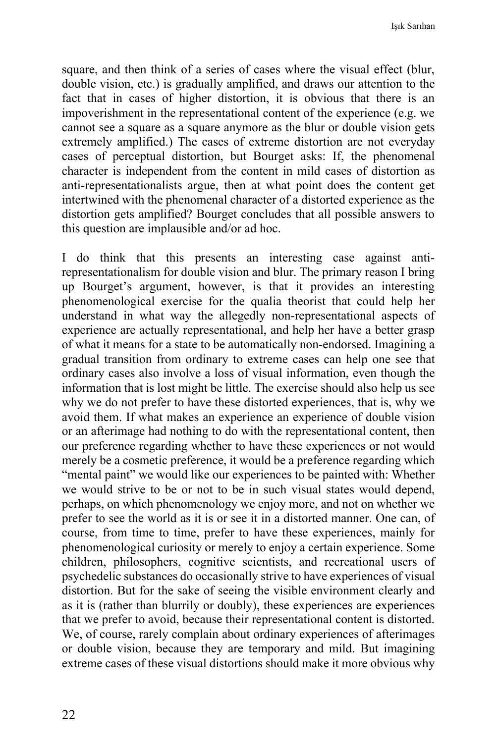square, and then think of a series of cases where the visual effect (blur, double vision, etc.) is gradually amplified, and draws our attention to the fact that in cases of higher distortion, it is obvious that there is an impoverishment in the representational content of the experience (e.g. we cannot see a square as a square anymore as the blur or double vision gets extremely amplified.) The cases of extreme distortion are not everyday cases of perceptual distortion, but Bourget asks: If, the phenomenal character is independent from the content in mild cases of distortion as anti-representationalists argue, then at what point does the content get intertwined with the phenomenal character of a distorted experience as the distortion gets amplified? Bourget concludes that all possible answers to this question are implausible and/or ad hoc.

I do think that this presents an interesting case against anti-representationalism for double vision and blur. The primary reason I bring up Bourget's argument, however, is that it provides an interesting phenomenological exercise for the qualia theorist that could help her understand in what way the allegedly non-representational aspects of experience are actually representational, and help her have a better grasp of what it means for a state to be automatically non-endorsed. Imagining a gradual transition from ordinary to extreme cases can help one see that ordinary cases also involve a loss of visual information, even though the information that is lost might be little. The exercise should also help us see why we do not prefer to have these distorted experiences, that is, why we avoid them. If what makes an experience an experience of double vision or an afterimage had nothing to do with the representational content, then our preference regarding whether to have these experiences or not would merely be a cosmetic preference, it would be a preference regarding which "mental paint" we would like our experiences to be painted with: Whether we would strive to be or not to be in such visual states would depend, perhaps, on which phenomenology we enjoy more, and not on whether we prefer to see the world as it is or see it in a distorted manner. One can, of course, from time to time, prefer to have these experiences, mainly for phenomenological curiosity or merely to enjoy a certain experience. Some children, philosophers, cognitive scientists, and recreational users of psychedelic substances do occasionally strive to have experiences of visual distortion. But for the sake of seeing the visible environment clearly and as it is (rather than blurrily or doubly), these experiences are experiences that we prefer to avoid, because their representational content is distorted. We, of course, rarely complain about ordinary experiences of afterimages or double vision, because they are temporary and mild. But imagining extreme cases of these visual distortions should make it more obvious why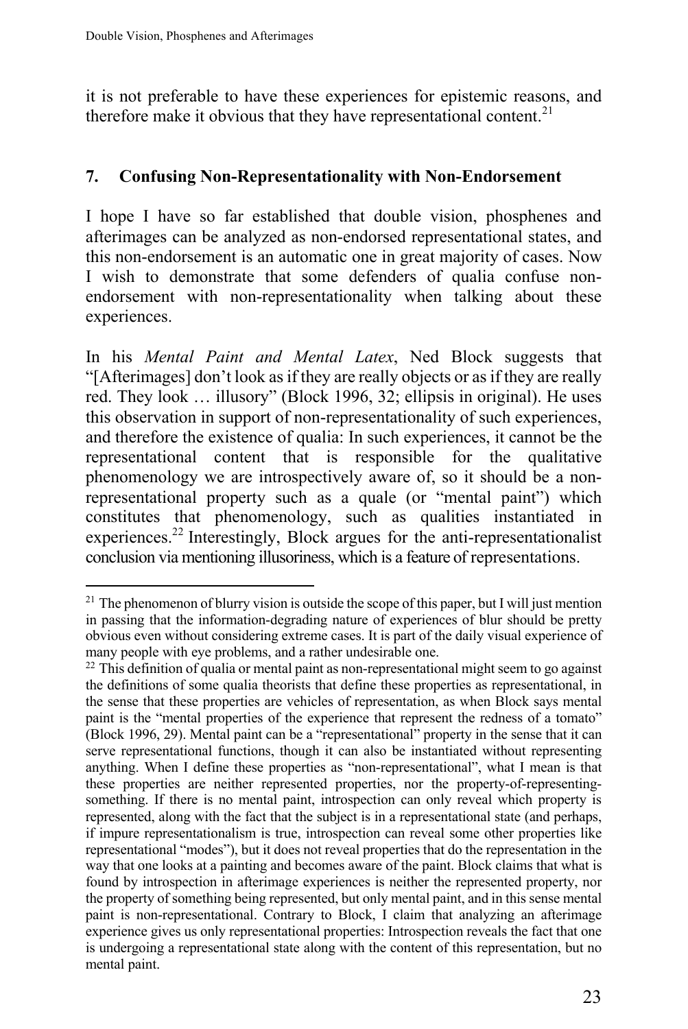it is not preferable to have these experiences for epistemic reasons, and therefore make it obvious that they have representational content.[21]

## 7. Confusing Non-Representationality with Non-Endorsement

I hope I have so far established that double vision, phosphenes and afterimages can be analyzed as non-endorsed representational states, and this non-endorsement is an automatic one in great majority of cases. Now I wish to demonstrate that some defenders of qualia confuse non-endorsement with non-representationality when talking about these experiences.

In his *Mental Paint and Mental Latex*, Ned Block suggests that "[Afterimages] don't look as if they are really objects or as if they are really red. They look … illusory" (Block 1996, 32; ellipsis in original). He uses this observation in support of non-representationality of such experiences, and therefore the existence of qualia: In such experiences, it cannot be the representational content that is responsible for the qualitative phenomenology we are introspectively aware of, so it should be a non-representational property such as a quale (or "mental paint") which constitutes that phenomenology, such as qualities instantiated in experiences.[22] Interestingly, Block argues for the anti-representationalist conclusion via mentioning illusoriness, which is a feature of representations.

---

[21] The phenomenon of blurry vision is outside the scope of this paper, but I will just mention in passing that the information-degrading nature of experiences of blur should be pretty obvious even without considering extreme cases. It is part of the daily visual experience of many people with eye problems, and a rather undesirable one.

[22] This definition of qualia or mental paint as non-representational might seem to go against the definitions of some qualia theorists that define these properties as representational, in the sense that these properties are vehicles of representation, as when Block says mental paint is the "mental properties of the experience that represent the redness of a tomato" (Block 1996, 29). Mental paint can be a "representational" property in the sense that it can serve representational functions, though it can also be instantiated without representing anything. When I define these properties as "non-representational", what I mean is that these properties are neither represented properties, nor the property-of-representing-something. If there is no mental paint, introspection can only reveal which property is represented, along with the fact that the subject is in a representational state (and perhaps, if impure representationalism is true, introspection can reveal some other properties like representational "modes"), but it does not reveal properties that do the representation in the way that one looks at a painting and becomes aware of the paint. Block claims that what is found by introspection in afterimage experiences is neither the represented property, nor the property of something being represented, but only mental paint, and in this sense mental paint is non-representational. Contrary to Block, I claim that analyzing an afterimage experience gives us only representational properties: Introspection reveals the fact that one is undergoing a representational state along with the content of this representation, but no mental paint.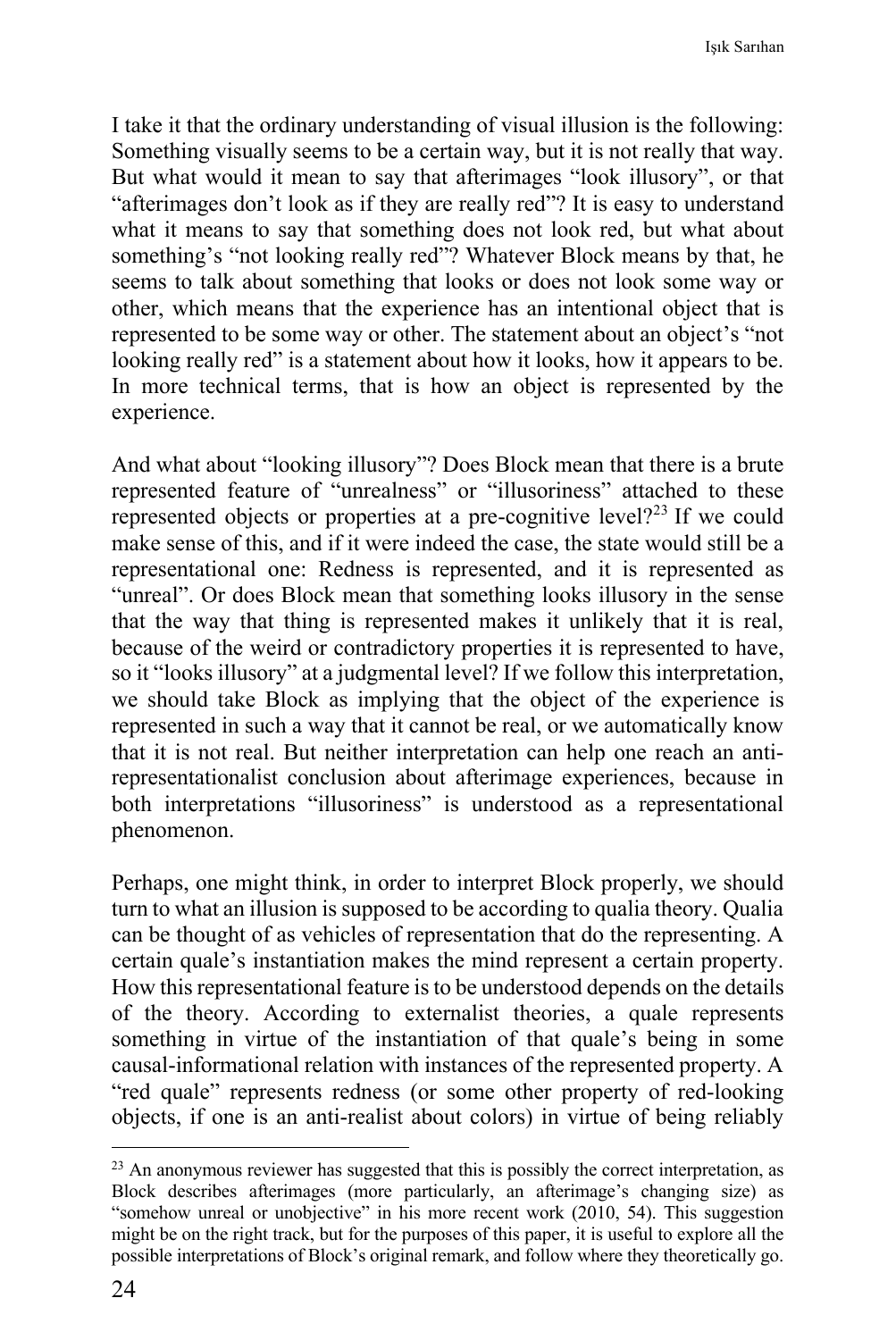I take it that the ordinary understanding of visual illusion is the following: Something visually seems to be a certain way, but it is not really that way. But what would it mean to say that afterimages "look illusory", or that "afterimages don't look as if they are really red"? It is easy to understand what it means to say that something does not look red, but what about something's "not looking really red"? Whatever Block means by that, he seems to talk about something that looks or does not look some way or other, which means that the experience has an intentional object that is represented to be some way or other. The statement about an object's "not looking really red" is a statement about how it looks, how it appears to be. In more technical terms, that is how an object is represented by the experience.

And what about "looking illusory"? Does Block mean that there is a brute represented feature of "unrealness" or "illusoriness" attached to these represented objects or properties at a pre-cognitive level?[23] If we could make sense of this, and if it were indeed the case, the state would still be a representational one: Redness is represented, and it is represented as "unreal". Or does Block mean that something looks illusory in the sense that the way that thing is represented makes it unlikely that it is real, because of the weird or contradictory properties it is represented to have, so it "looks illusory" at a judgmental level? If we follow this interpretation, we should take Block as implying that the object of the experience is represented in such a way that it cannot be real, or we automatically know that it is not real. But neither interpretation can help one reach an anti-representationalist conclusion about afterimage experiences, because in both interpretations "illusoriness" is understood as a representational phenomenon.

Perhaps, one might think, in order to interpret Block properly, we should turn to what an illusion is supposed to be according to qualia theory. Qualia can be thought of as vehicles of representation that do the representing. A certain quale's instantiation makes the mind represent a certain property. How this representational feature is to be understood depends on the details of the theory. According to externalist theories, a quale represents something in virtue of the instantiation of that quale's being in some causal-informational relation with instances of the represented property. A "red quale" represents redness (or some other property of red-looking objects, if one is an anti-realist about colors) in virtue of being reliably

[23] An anonymous reviewer has suggested that this is possibly the correct interpretation, as Block describes afterimages (more particularly, an afterimage's changing size) as "somehow unreal or unobjective" in his more recent work (2010, 54). This suggestion might be on the right track, but for the purposes of this paper, it is useful to explore all the possible interpretations of Block's original remark, and follow where they theoretically go.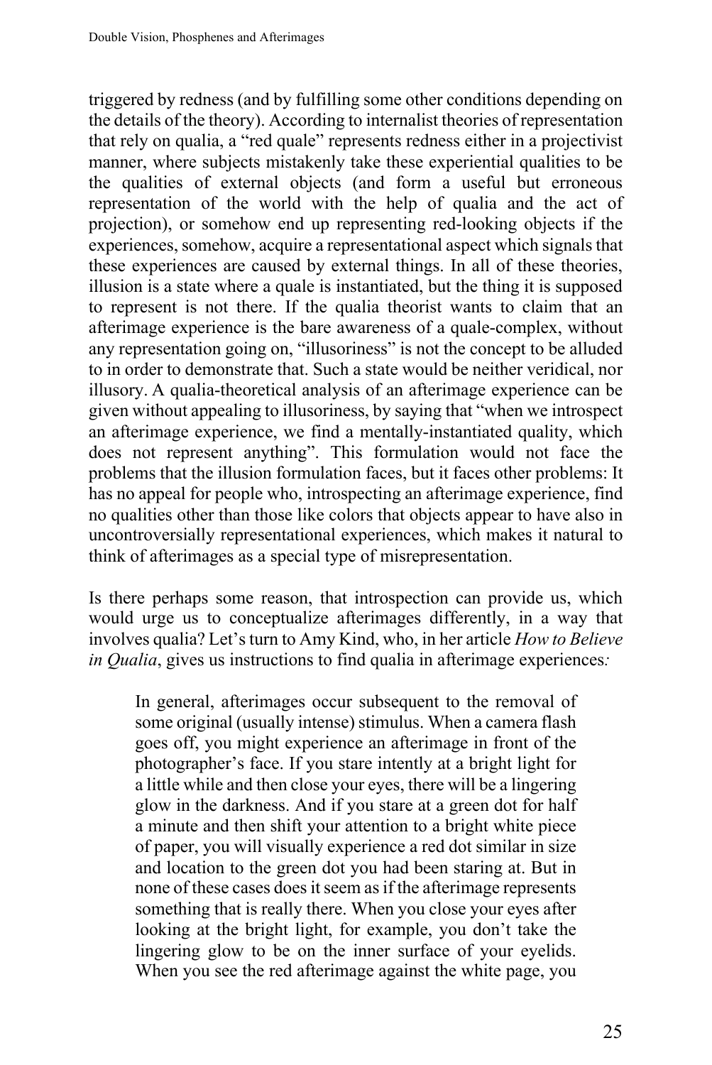triggered by redness (and by fulfilling some other conditions depending on the details of the theory). According to internalist theories of representation that rely on qualia, a "red quale" represents redness either in a projectivist manner, where subjects mistakenly take these experiential qualities to be the qualities of external objects (and form a useful but erroneous representation of the world with the help of qualia and the act of projection), or somehow end up representing red-looking objects if the experiences, somehow, acquire a representational aspect which signals that these experiences are caused by external things. In all of these theories, illusion is a state where a quale is instantiated, but the thing it is supposed to represent is not there. If the qualia theorist wants to claim that an afterimage experience is the bare awareness of a quale-complex, without any representation going on, "illusoriness" is not the concept to be alluded to in order to demonstrate that. Such a state would be neither veridical, nor illusory. A qualia-theoretical analysis of an afterimage experience can be given without appealing to illusoriness, by saying that "when we introspect an afterimage experience, we find a mentally-instantiated quality, which does not represent anything". This formulation would not face the problems that the illusion formulation faces, but it faces other problems: It has no appeal for people who, introspecting an afterimage experience, find no qualities other than those like colors that objects appear to have also in uncontroversially representational experiences, which makes it natural to think of afterimages as a special type of misrepresentation.

Is there perhaps some reason, that introspection can provide us, which would urge us to conceptualize afterimages differently, in a way that involves qualia? Let's turn to Amy Kind, who, in her article *How to Believe in Qualia*, gives us instructions to find qualia in afterimage experiences:

> In general, afterimages occur subsequent to the removal of some original (usually intense) stimulus. When a camera flash goes off, you might experience an afterimage in front of the photographer's face. If you stare intently at a bright light for a little while and then close your eyes, there will be a lingering glow in the darkness. And if you stare at a green dot for half a minute and then shift your attention to a bright white piece of paper, you will visually experience a red dot similar in size and location to the green dot you had been staring at. But in none of these cases does it seem as if the afterimage represents something that is really there. When you close your eyes after looking at the bright light, for example, you don't take the lingering glow to be on the inner surface of your eyelids. When you see the red afterimage against the white page, you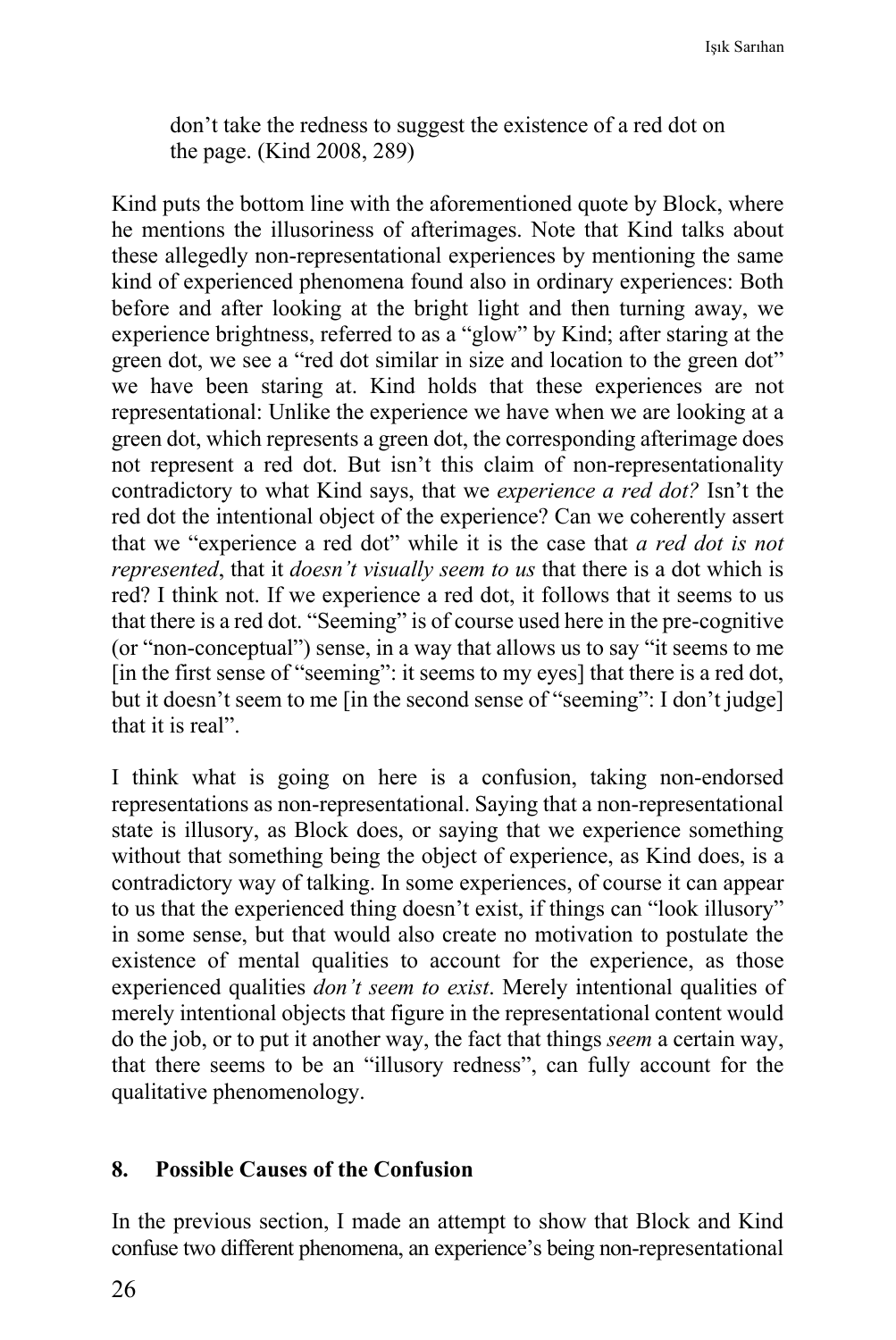don't take the redness to suggest the existence of a red dot on the page. (Kind 2008, 289)

Kind puts the bottom line with the aforementioned quote by Block, where he mentions the illusoriness of afterimages. Note that Kind talks about these allegedly non-representational experiences by mentioning the same kind of experienced phenomena found also in ordinary experiences: Both before and after looking at the bright light and then turning away, we experience brightness, referred to as a "glow" by Kind; after staring at the green dot, we see a "red dot similar in size and location to the green dot" we have been staring at. Kind holds that these experiences are not representational: Unlike the experience we have when we are looking at a green dot, which represents a green dot, the corresponding afterimage does not represent a red dot. But isn't this claim of non-representationality contradictory to what Kind says, that we *experience a red dot?* Isn't the red dot the intentional object of the experience? Can we coherently assert that we "experience a red dot" while it is the case that *a red dot is not represented*, that it *doesn't visually seem to us* that there is a dot which is red? I think not. If we experience a red dot, it follows that it seems to us that there is a red dot. "Seeming" is of course used here in the pre-cognitive (or "non-conceptual") sense, in a way that allows us to say "it seems to me [in the first sense of "seeming": it seems to my eyes] that there is a red dot, but it doesn't seem to me [in the second sense of "seeming": I don't judge] that it is real".

I think what is going on here is a confusion, taking non-endorsed representations as non-representational. Saying that a non-representational state is illusory, as Block does, or saying that we experience something without that something being the object of experience, as Kind does, is a contradictory way of talking. In some experiences, of course it can appear to us that the experienced thing doesn't exist, if things can "look illusory" in some sense, but that would also create no motivation to postulate the existence of mental qualities to account for the experience, as those experienced qualities *don't seem to exist*. Merely intentional qualities of merely intentional objects that figure in the representational content would do the job, or to put it another way, the fact that things *seem* a certain way, that there seems to be an "illusory redness", can fully account for the qualitative phenomenology.

## 8. Possible Causes of the Confusion

In the previous section, I made an attempt to show that Block and Kind confuse two different phenomena, an experience's being non-representational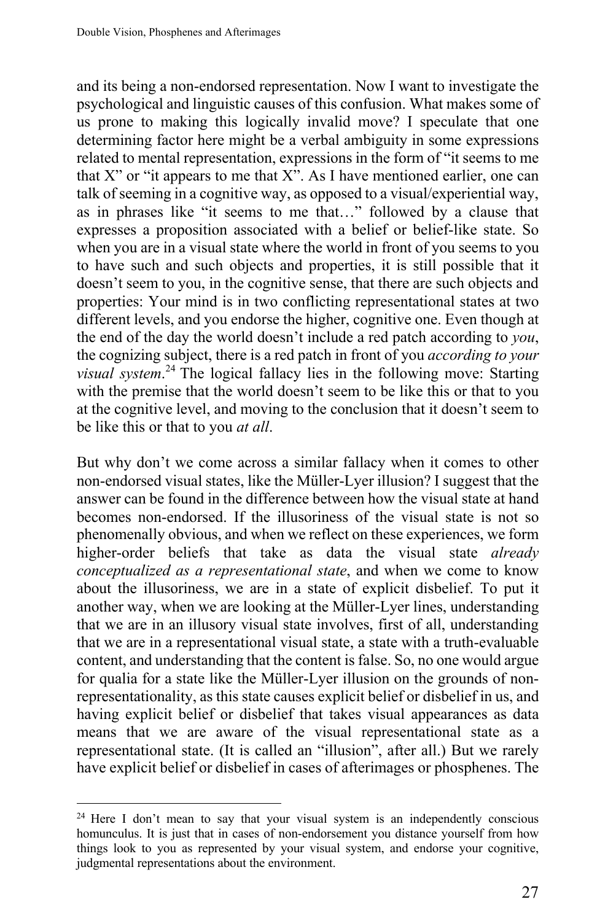and its being a non-endorsed representation. Now I want to investigate the psychological and linguistic causes of this confusion. What makes some of us prone to making this logically invalid move? I speculate that one determining factor here might be a verbal ambiguity in some expressions related to mental representation, expressions in the form of "it seems to me that X" or "it appears to me that X". As I have mentioned earlier, one can talk of seeming in a cognitive way, as opposed to a visual/experiential way, as in phrases like "it seems to me that…" followed by a clause that expresses a proposition associated with a belief or belief-like state. So when you are in a visual state where the world in front of you seems to you to have such and such objects and properties, it is still possible that it doesn't seem to you, in the cognitive sense, that there are such objects and properties: Your mind is in two conflicting representational states at two different levels, and you endorse the higher, cognitive one. Even though at the end of the day the world doesn't include a red patch according to *you*, the cognizing subject, there is a red patch in front of you *according to your visual system*.[24] The logical fallacy lies in the following move: Starting with the premise that the world doesn't seem to be like this or that to you at the cognitive level, and moving to the conclusion that it doesn't seem to be like this or that to you *at all*.

But why don't we come across a similar fallacy when it comes to other non-endorsed visual states, like the Müller-Lyer illusion? I suggest that the answer can be found in the difference between how the visual state at hand becomes non-endorsed. If the illusoriness of the visual state is not so phenomenally obvious, and when we reflect on these experiences, we form higher-order beliefs that take as data the visual state *already conceptualized as a representational state*, and when we come to know about the illusoriness, we are in a state of explicit disbelief. To put it another way, when we are looking at the Müller-Lyer lines, understanding that we are in an illusory visual state involves, first of all, understanding that we are in a representational visual state, a state with a truth-evaluable content, and understanding that the content is false. So, no one would argue for qualia for a state like the Müller-Lyer illusion on the grounds of non-representationality, as this state causes explicit belief or disbelief in us, and having explicit belief or disbelief that takes visual appearances as data means that we are aware of the visual representational state as a representational state. (It is called an "illusion", after all.) But we rarely have explicit belief or disbelief in cases of afterimages or phosphenes. The

[24] Here I don't mean to say that your visual system is an independently conscious homunculus. It is just that in cases of non-endorsement you distance yourself from how things look to you as represented by your visual system, and endorse your cognitive, judgmental representations about the environment.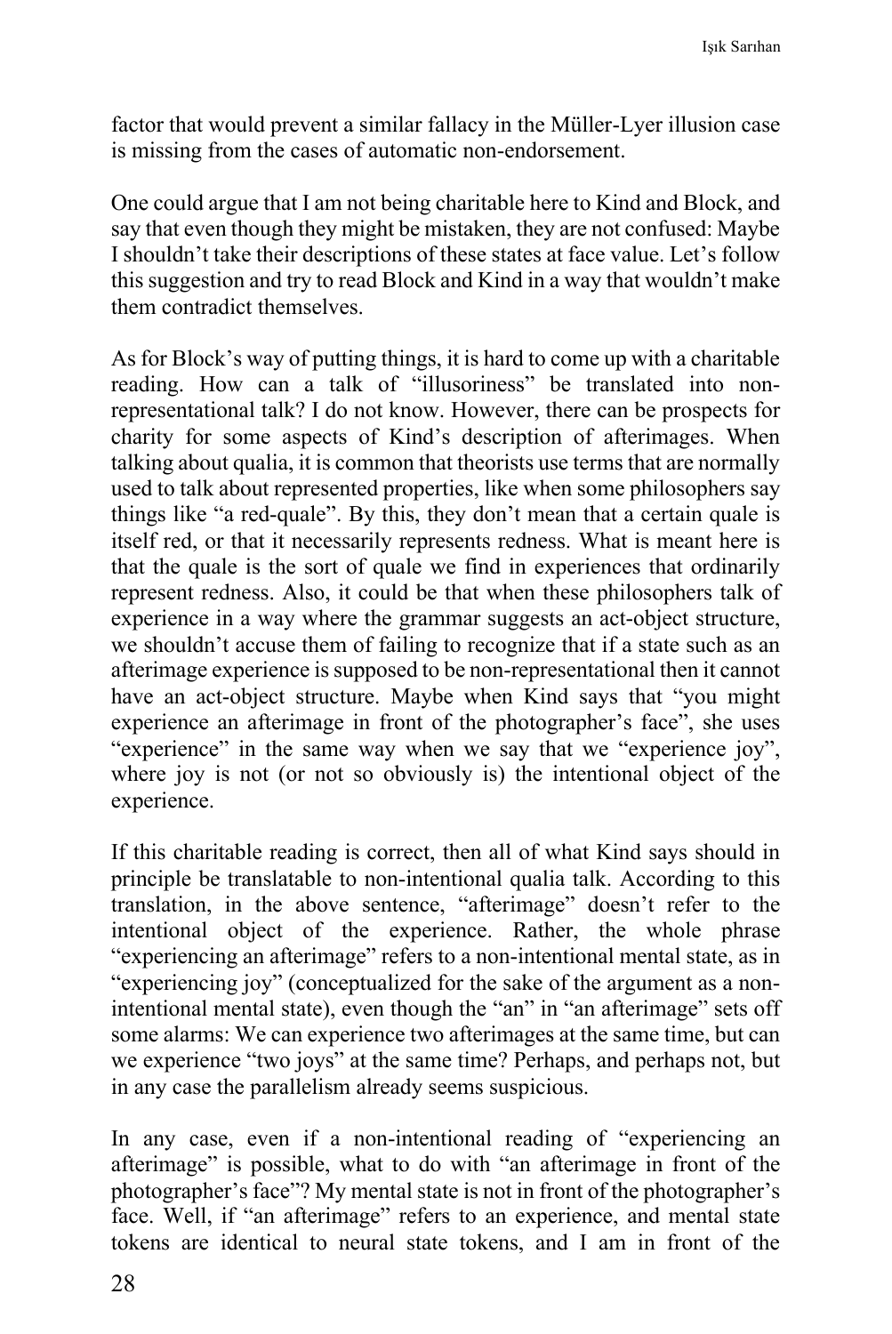factor that would prevent a similar fallacy in the Müller-Lyer illusion case is missing from the cases of automatic non-endorsement.

One could argue that I am not being charitable here to Kind and Block, and say that even though they might be mistaken, they are not confused: Maybe I shouldn't take their descriptions of these states at face value. Let's follow this suggestion and try to read Block and Kind in a way that wouldn't make them contradict themselves.

As for Block's way of putting things, it is hard to come up with a charitable reading. How can a talk of "illusoriness" be translated into non-representational talk? I do not know. However, there can be prospects for charity for some aspects of Kind's description of afterimages. When talking about qualia, it is common that theorists use terms that are normally used to talk about represented properties, like when some philosophers say things like "a red-quale". By this, they don't mean that a certain quale is itself red, or that it necessarily represents redness. What is meant here is that the quale is the sort of quale we find in experiences that ordinarily represent redness. Also, it could be that when these philosophers talk of experience in a way where the grammar suggests an act-object structure, we shouldn't accuse them of failing to recognize that if a state such as an afterimage experience is supposed to be non-representational then it cannot have an act-object structure. Maybe when Kind says that "you might experience an afterimage in front of the photographer's face", she uses "experience" in the same way when we say that we "experience joy", where joy is not (or not so obviously is) the intentional object of the experience.

If this charitable reading is correct, then all of what Kind says should in principle be translatable to non-intentional qualia talk. According to this translation, in the above sentence, "afterimage" doesn't refer to the intentional object of the experience. Rather, the whole phrase "experiencing an afterimage" refers to a non-intentional mental state, as in "experiencing joy" (conceptualized for the sake of the argument as a non-intentional mental state), even though the "an" in "an afterimage" sets off some alarms: We can experience two afterimages at the same time, but can we experience "two joys" at the same time? Perhaps, and perhaps not, but in any case the parallelism already seems suspicious.

In any case, even if a non-intentional reading of "experiencing an afterimage" is possible, what to do with "an afterimage in front of the photographer's face"? My mental state is not in front of the photographer's face. Well, if "an afterimage" refers to an experience, and mental state tokens are identical to neural state tokens, and I am in front of the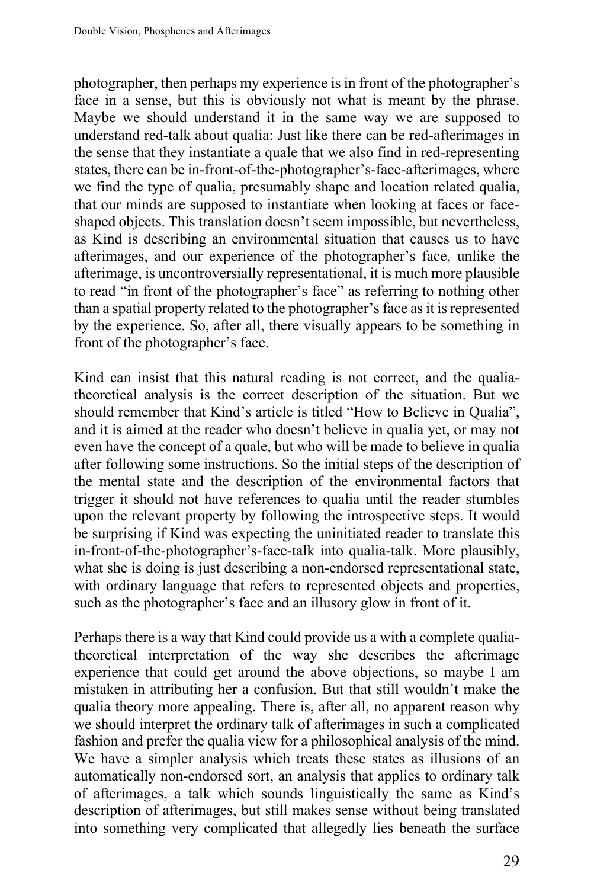photographer, then perhaps my experience is in front of the photographer's face in a sense, but this is obviously not what is meant by the phrase. Maybe we should understand it in the same way we are supposed to understand red-talk about qualia: Just like there can be red-afterimages in the sense that they instantiate a quale that we also find in red-representing states, there can be in-front-of-the-photographer's-face-afterimages, where we find the type of qualia, presumably shape and location related qualia, that our minds are supposed to instantiate when looking at faces or face-shaped objects. This translation doesn't seem impossible, but nevertheless, as Kind is describing an environmental situation that causes us to have afterimages, and our experience of the photographer's face, unlike the afterimage, is uncontroversially representational, it is much more plausible to read "in front of the photographer's face" as referring to nothing other than a spatial property related to the photographer's face as it is represented by the experience. So, after all, there visually appears to be something in front of the photographer's face.

Kind can insist that this natural reading is not correct, and the qualia-theoretical analysis is the correct description of the situation. But we should remember that Kind's article is titled "How to Believe in Qualia", and it is aimed at the reader who doesn't believe in qualia yet, or may not even have the concept of a quale, but who will be made to believe in qualia after following some instructions. So the initial steps of the description of the mental state and the description of the environmental factors that trigger it should not have references to qualia until the reader stumbles upon the relevant property by following the introspective steps. It would be surprising if Kind was expecting the uninitiated reader to translate this in-front-of-the-photographer's-face-talk into qualia-talk. More plausibly, what she is doing is just describing a non-endorsed representational state, with ordinary language that refers to represented objects and properties, such as the photographer's face and an illusory glow in front of it.

Perhaps there is a way that Kind could provide us a with a complete qualia-theoretical interpretation of the way she describes the afterimage experience that could get around the above objections, so maybe I am mistaken in attributing her a confusion. But that still wouldn't make the qualia theory more appealing. There is, after all, no apparent reason why we should interpret the ordinary talk of afterimages in such a complicated fashion and prefer the qualia view for a philosophical analysis of the mind. We have a simpler analysis which treats these states as illusions of an automatically non-endorsed sort, an analysis that applies to ordinary talk of afterimages, a talk which sounds linguistically the same as Kind's description of afterimages, but still makes sense without being translated into something very complicated that allegedly lies beneath the surface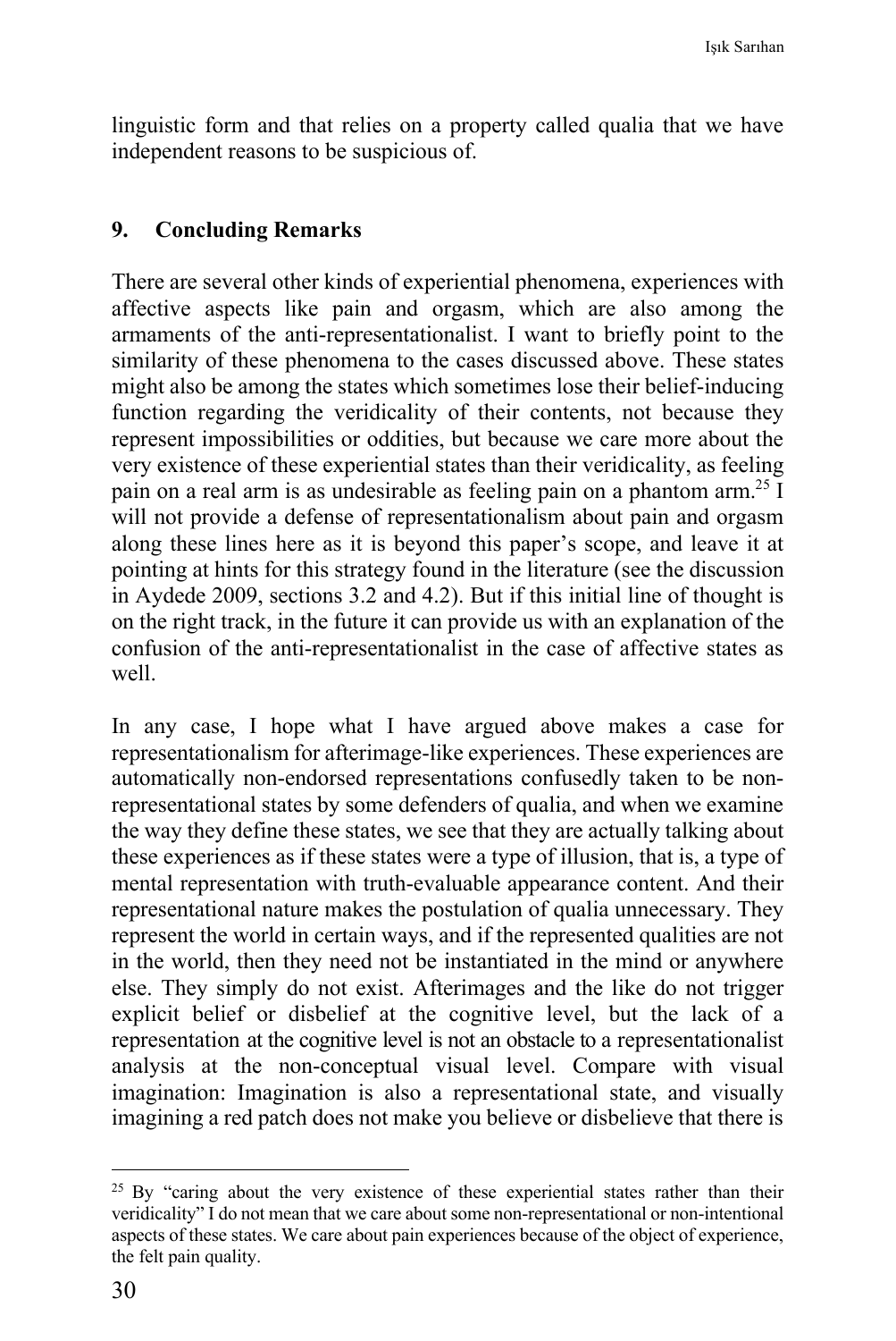linguistic form and that relies on a property called qualia that we have independent reasons to be suspicious of.

## 9. Concluding Remarks

There are several other kinds of experiential phenomena, experiences with affective aspects like pain and orgasm, which are also among the armaments of the anti-representationalist. I want to briefly point to the similarity of these phenomena to the cases discussed above. These states might also be among the states which sometimes lose their belief-inducing function regarding the veridicality of their contents, not because they represent impossibilities or oddities, but because we care more about the very existence of these experiential states than their veridicality, as feeling pain on a real arm is as undesirable as feeling pain on a phantom arm.[25] I will not provide a defense of representationalism about pain and orgasm along these lines here as it is beyond this paper's scope, and leave it at pointing at hints for this strategy found in the literature (see the discussion in Aydede 2009, sections 3.2 and 4.2). But if this initial line of thought is on the right track, in the future it can provide us with an explanation of the confusion of the anti-representationalist in the case of affective states as well.

In any case, I hope what I have argued above makes a case for representationalism for afterimage-like experiences. These experiences are automatically non-endorsed representations confusedly taken to be non-representational states by some defenders of qualia, and when we examine the way they define these states, we see that they are actually talking about these experiences as if these states were a type of illusion, that is, a type of mental representation with truth-evaluable appearance content. And their representational nature makes the postulation of qualia unnecessary. They represent the world in certain ways, and if the represented qualities are not in the world, then they need not be instantiated in the mind or anywhere else. They simply do not exist. Afterimages and the like do not trigger explicit belief or disbelief at the cognitive level, but the lack of a representation at the cognitive level is not an obstacle to a representationalist analysis at the non-conceptual visual level. Compare with visual imagination: Imagination is also a representational state, and visually imagining a red patch does not make you believe or disbelieve that there is

---

[25] By "caring about the very existence of these experiential states rather than their veridicality" I do not mean that we care about some non-representational or non-intentional aspects of these states. We care about pain experiences because of the object of experience, the felt pain quality.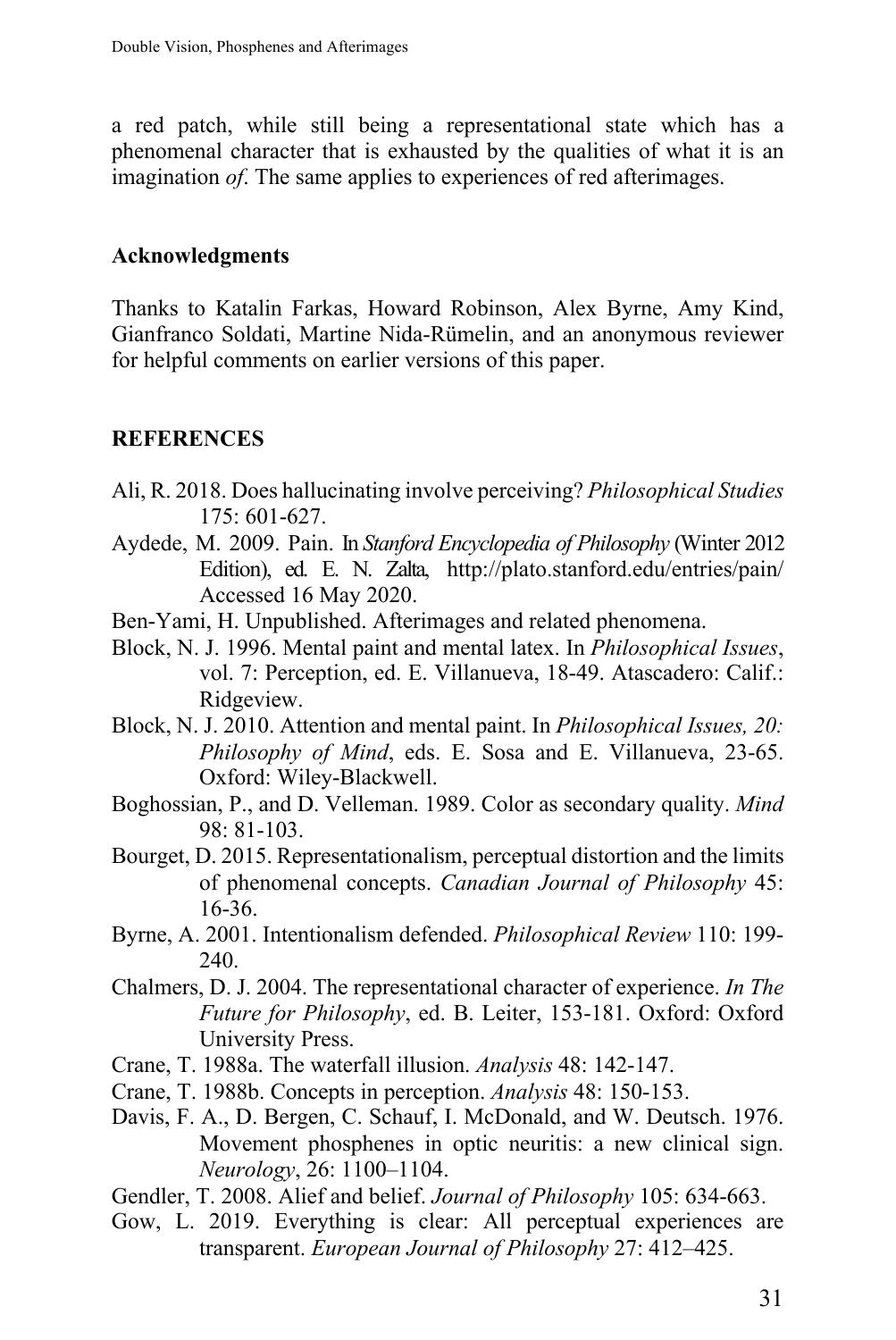a red patch, while still being a representational state which has a phenomenal character that is exhausted by the qualities of what it is an imagination *of*. The same applies to experiences of red afterimages.

### Acknowledgments

Thanks to Katalin Farkas, Howard Robinson, Alex Byrne, Amy Kind, Gianfranco Soldati, Martine Nida-Rümelin, and an anonymous reviewer for helpful comments on earlier versions of this paper.

### REFERENCES

Ali, R. 2018. Does hallucinating involve perceiving? *Philosophical Studies* 175: 601-627.

Aydede, M. 2009. Pain. In *Stanford Encyclopedia of Philosophy* (Winter 2012 Edition), ed. E. N. Zalta, http://plato.stanford.edu/entries/pain/ Accessed 16 May 2020.

Ben-Yami, H. Unpublished. Afterimages and related phenomena.

Block, N. J. 1996. Mental paint and mental latex. In *Philosophical Issues*, vol. 7: Perception, ed. E. Villanueva, 18-49. Atascadero: Calif.: Ridgeview.

Block, N. J. 2010. Attention and mental paint. In *Philosophical Issues, 20: Philosophy of Mind*, eds. E. Sosa and E. Villanueva, 23-65. Oxford: Wiley-Blackwell.

Boghossian, P., and D. Velleman. 1989. Color as secondary quality. *Mind* 98: 81-103.

Bourget, D. 2015. Representationalism, perceptual distortion and the limits of phenomenal concepts. *Canadian Journal of Philosophy* 45: 16-36.

Byrne, A. 2001. Intentionalism defended. *Philosophical Review* 110: 199-240.

Chalmers, D. J. 2004. The representational character of experience. *In The Future for Philosophy*, ed. B. Leiter, 153-181. Oxford: Oxford University Press.

Crane, T. 1988a. The waterfall illusion. *Analysis* 48: 142-147.

Crane, T. 1988b. Concepts in perception. *Analysis* 48: 150-153.

Davis, F. A., D. Bergen, C. Schauf, I. McDonald, and W. Deutsch. 1976. Movement phosphenes in optic neuritis: a new clinical sign. *Neurology*, 26: 1100–1104.

Gendler, T. 2008. Alief and belief. *Journal of Philosophy* 105: 634-663.

Gow, L. 2019. Everything is clear: All perceptual experiences are transparent. *European Journal of Philosophy* 27: 412–425.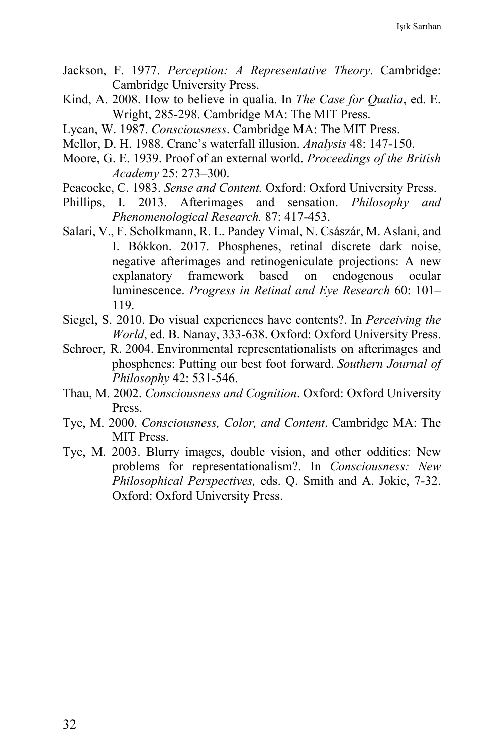Jackson, F. 1977. *Perception: A Representative Theory*. Cambridge: Cambridge University Press.

Kind, A. 2008. How to believe in qualia. In *The Case for Qualia*, ed. E. Wright, 285-298. Cambridge MA: The MIT Press.

Lycan, W. 1987. *Consciousness*. Cambridge MA: The MIT Press.

Mellor, D. H. 1988. Crane's waterfall illusion. *Analysis* 48: 147-150.

Moore, G. E. 1939. Proof of an external world. *Proceedings of the British Academy* 25: 273–300.

Peacocke, C. 1983. *Sense and Content.* Oxford: Oxford University Press.

Phillips, I. 2013. Afterimages and sensation. *Philosophy and Phenomenological Research.* 87: 417-453.

Salari, V., F. Scholkmann, R. L. Pandey Vimal, N. Császár, M. Aslani, and I. Bókkon. 2017. Phosphenes, retinal discrete dark noise, negative afterimages and retinogeniculate projections: A new explanatory framework based on endogenous ocular luminescence. *Progress in Retinal and Eye Research* 60: 101–119.

Siegel, S. 2010. Do visual experiences have contents?. In *Perceiving the World*, ed. B. Nanay, 333-638. Oxford: Oxford University Press.

Schroer, R. 2004. Environmental representationalists on afterimages and phosphenes: Putting our best foot forward. *Southern Journal of Philosophy* 42: 531-546.

Thau, M. 2002. *Consciousness and Cognition*. Oxford: Oxford University Press.

Tye, M. 2000. *Consciousness, Color, and Content*. Cambridge MA: The MIT Press.

Tye, M. 2003. Blurry images, double vision, and other oddities: New problems for representationalism?. In *Consciousness: New Philosophical Perspectives,* eds. Q. Smith and A. Jokic, 7-32. Oxford: Oxford University Press.